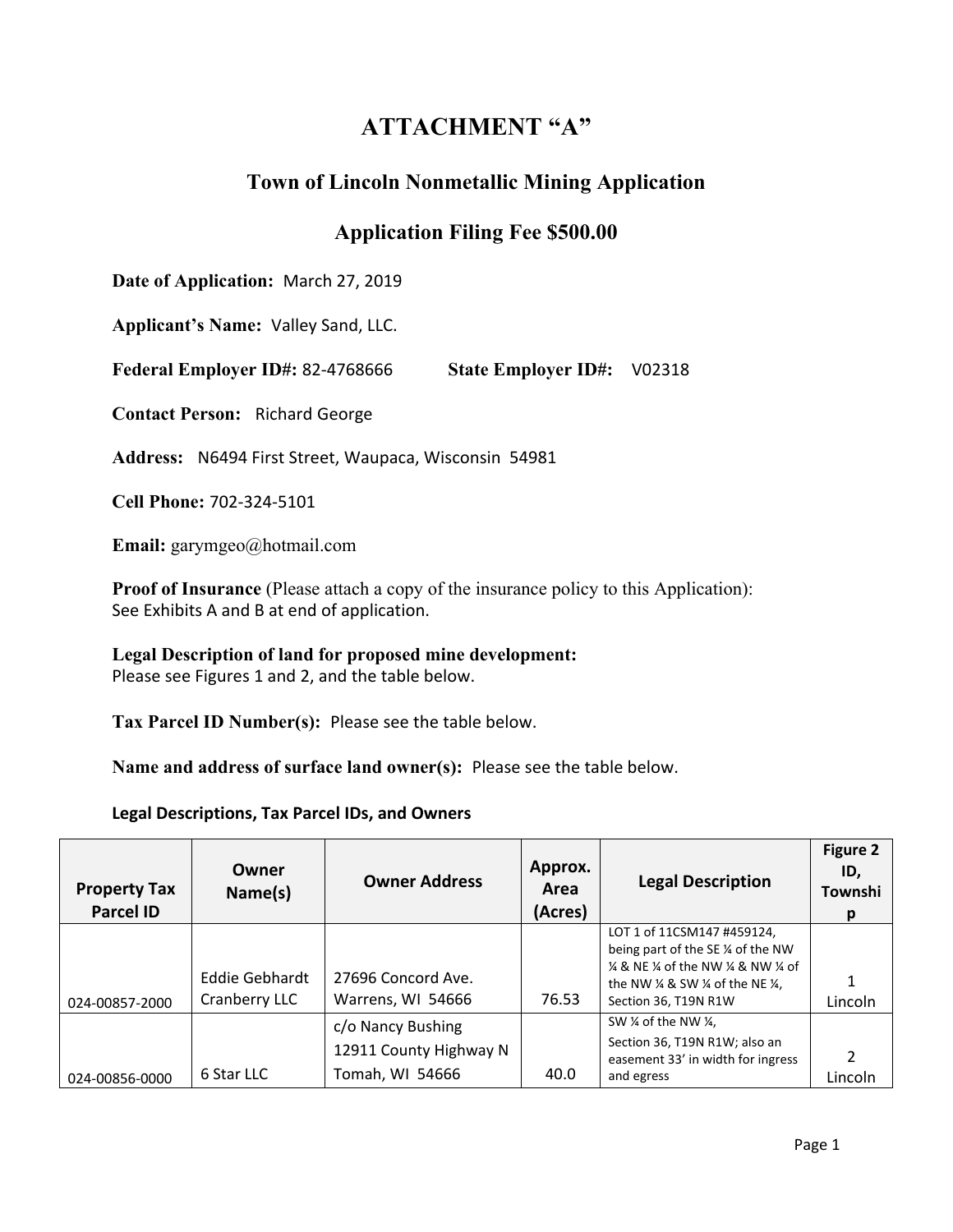# ATTACHMENT "A"

## Town of Lincoln Nonmetallic Mining Application

## Application Filing Fee $500.00

**Date of Application:** March 27, 2019

**Applicant's Name:** Valley Sand, LLC.

**Federal Employer ID#:** 82-4768666 **State Employer ID#:** V02318

**Contact Person:** Richard George

**Address:** N6494 First Street, Waupaca, Wisconsin 54981

**Cell Phone:** 702-324-5101

**Email:** garymgeo@hotmail.com

**Proof of Insurance** (Please attach a copy of the insurance policy to this Application): See Exhibits A and B at end of application.

**Legal Description of land for proposed mine development:** Please see Figures 1 and 2, and the table below.

**Tax Parcel ID Number(s):** Please see the table below.

**Name and address of surface land owner(s):** Please see the table below.

**Legal Descriptions, Tax Parcel IDs, and Owners**

| Property Tax Parcel ID | Owner Name(s) | Owner Address | Approx. Area (Acres) | Legal Description | Figure 2 ID, Township |
|---|---|---|---|---|---|
| 024-00857-2000 | Eddie Gebhardt Cranberry LLC | 27696 Concord Ave. Warrens, WI 54666 | 76.53 | LOT 1 of 11CSM147 #459124, being part of the SE ¼ of the NW ¼ & NE ¼ of the NW ¼ & NW ¼ of the NW ¼ & SW ¼ of the NE ¼, Section 36, T19N R1W | 1 Lincoln |
| 024-00856-0000 | 6 Star LLC | c/o Nancy Bushing 12911 County Highway N Tomah, WI 54666 | 40.0 | SW ¼ of the NW ¼, Section 36, T19N R1W; also an easement 33' in width for ingress and egress | 2 Lincoln |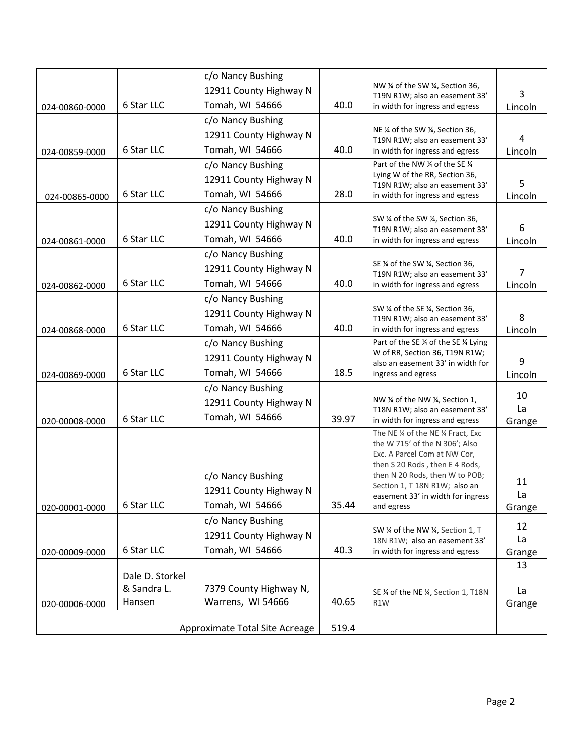| | | | | | |
|---|---|---|---|---|---|
| 024-00860-0000 | 6 Star LLC | c/o Nancy Bushing 12911 County Highway N Tomah, WI 54666 | 40.0 | NW ¼ of the SW ¼, Section 36, T19N R1W; also an easement 33' in width for ingress and egress | 3 Lincoln |
| 024-00859-0000 | 6 Star LLC | c/o Nancy Bushing 12911 County Highway N Tomah, WI 54666 | 40.0 | NE ¼ of the SW ¼, Section 36, T19N R1W; also an easement 33' in width for ingress and egress | 4 Lincoln |
| 024-00865-0000 | 6 Star LLC | c/o Nancy Bushing 12911 County Highway N Tomah, WI 54666 | 28.0 | Part of the NW ¼ of the SE ¼ Lying W of the RR, Section 36, T19N R1W; also an easement 33' in width for ingress and egress | 5 Lincoln |
| 024-00861-0000 | 6 Star LLC | c/o Nancy Bushing 12911 County Highway N Tomah, WI 54666 | 40.0 | SW ¼ of the SW ¼, Section 36, T19N R1W; also an easement 33' in width for ingress and egress | 6 Lincoln |
| 024-00862-0000 | 6 Star LLC | c/o Nancy Bushing 12911 County Highway N Tomah, WI 54666 | 40.0 | SE ¼ of the SW ¼, Section 36, T19N R1W; also an easement 33' in width for ingress and egress | 7 Lincoln |
| 024-00868-0000 | 6 Star LLC | c/o Nancy Bushing 12911 County Highway N Tomah, WI 54666 | 40.0 | SW ¼ of the SE ¼, Section 36, T19N R1W; also an easement 33' in width for ingress and egress | 8 Lincoln |
| 024-00869-0000 | 6 Star LLC | c/o Nancy Bushing 12911 County Highway N Tomah, WI 54666 | 18.5 | Part of the SE ¼ of the SE ¼ Lying W of RR, Section 36, T19N R1W; also an easement 33' in width for ingress and egress | 9 Lincoln |
| 020-00008-0000 | 6 Star LLC | c/o Nancy Bushing 12911 County Highway N Tomah, WI 54666 | 39.97 | NW ¼ of the NW ¼, Section 1, T18N R1W; also an easement 33' in width for ingress and egress | 10 La Grange |
| 020-00001-0000 | 6 Star LLC | c/o Nancy Bushing 12911 County Highway N Tomah, WI 54666 | 35.44 | The NE ¼ of the NE ¼ Fract, Exc the W 715' of the N 306'; Also Exc. A Parcel Com at NW Cor, then S 20 Rods , then E 4 Rods, then N 20 Rods, then W to POB; Section 1, T 18N R1W; also an easement 33' in width for ingress and egress | 11 La Grange |
| 020-00009-0000 | 6 Star LLC | c/o Nancy Bushing 12911 County Highway N Tomah, WI 54666 | 40.3 | SW ¼ of the NW ¼, Section 1, T 18N R1W; also an easement 33' in width for ingress and egress | 12 La Grange |
| 020-00006-0000 | Dale D. Storkel & Sandra L. Hansen | 7379 County Highway N, Warrens, WI 54666 | 40.65 | SE ¼ of the NE ¼, Section 1, T18N R1W | 13 La Grange |
| | | Approximate Total Site Acreage | 519.4 | | |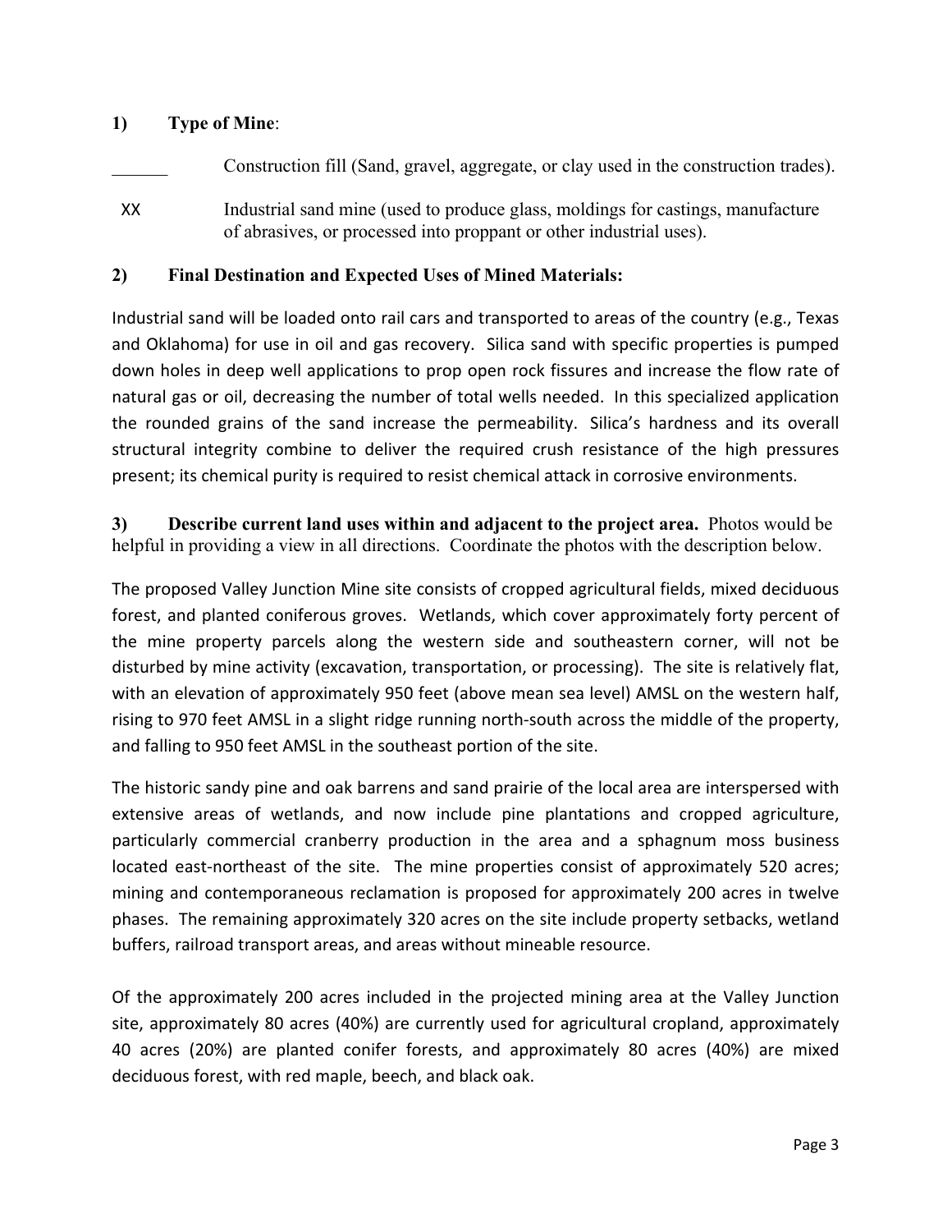**1) Type of Mine**:

______ Construction fill (Sand, gravel, aggregate, or clay used in the construction trades).

XX Industrial sand mine (used to produce glass, moldings for castings, manufacture of abrasives, or processed into proppant or other industrial uses).

**2) Final Destination and Expected Uses of Mined Materials:**

Industrial sand will be loaded onto rail cars and transported to areas of the country (e.g., Texas and Oklahoma) for use in oil and gas recovery. Silica sand with specific properties is pumped down holes in deep well applications to prop open rock fissures and increase the flow rate of natural gas or oil, decreasing the number of total wells needed. In this specialized application the rounded grains of the sand increase the permeability. Silica's hardness and its overall structural integrity combine to deliver the required crush resistance of the high pressures present; its chemical purity is required to resist chemical attack in corrosive environments.

**3) Describe current land uses within and adjacent to the project area.** Photos would be helpful in providing a view in all directions. Coordinate the photos with the description below.

The proposed Valley Junction Mine site consists of cropped agricultural fields, mixed deciduous forest, and planted coniferous groves. Wetlands, which cover approximately forty percent of the mine property parcels along the western side and southeastern corner, will not be disturbed by mine activity (excavation, transportation, or processing). The site is relatively flat, with an elevation of approximately 950 feet (above mean sea level) AMSL on the western half, rising to 970 feet AMSL in a slight ridge running north-south across the middle of the property, and falling to 950 feet AMSL in the southeast portion of the site.

The historic sandy pine and oak barrens and sand prairie of the local area are interspersed with extensive areas of wetlands, and now include pine plantations and cropped agriculture, particularly commercial cranberry production in the area and a sphagnum moss business located east-northeast of the site. The mine properties consist of approximately 520 acres; mining and contemporaneous reclamation is proposed for approximately 200 acres in twelve phases. The remaining approximately 320 acres on the site include property setbacks, wetland buffers, railroad transport areas, and areas without mineable resource.

Of the approximately 200 acres included in the projected mining area at the Valley Junction site, approximately 80 acres (40%) are currently used for agricultural cropland, approximately 40 acres (20%) are planted conifer forests, and approximately 80 acres (40%) are mixed deciduous forest, with red maple, beech, and black oak.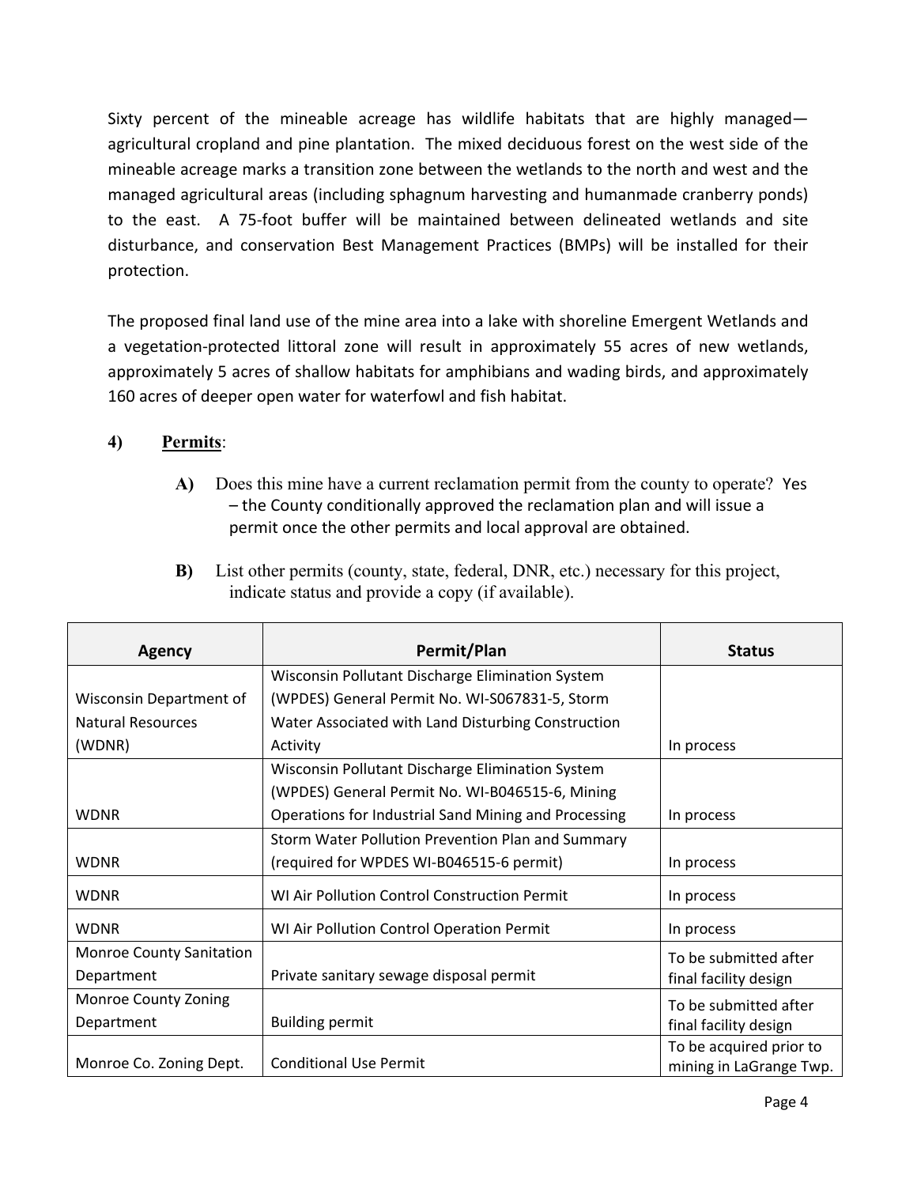Sixty percent of the mineable acreage has wildlife habitats that are highly managed—agricultural cropland and pine plantation. The mixed deciduous forest on the west side of the mineable acreage marks a transition zone between the wetlands to the north and west and the managed agricultural areas (including sphagnum harvesting and humanmade cranberry ponds) to the east. A 75-foot buffer will be maintained between delineated wetlands and site disturbance, and conservation Best Management Practices (BMPs) will be installed for their protection.

The proposed final land use of the mine area into a lake with shoreline Emergent Wetlands and a vegetation-protected littoral zone will result in approximately 55 acres of new wetlands, approximately 5 acres of shallow habitats for amphibians and wading birds, and approximately 160 acres of deeper open water for waterfowl and fish habitat.

**4) Permits**:

**A)** Does this mine have a current reclamation permit from the county to operate? Yes – the County conditionally approved the reclamation plan and will issue a permit once the other permits and local approval are obtained.

**B)** List other permits (county, state, federal, DNR, etc.) necessary for this project, indicate status and provide a copy (if available).

| Agency | Permit/Plan | Status |
|---|---|---|
| Wisconsin Department of Natural Resources (WDNR) | Wisconsin Pollutant Discharge Elimination System (WPDES) General Permit No. WI-S067831-5, Storm Water Associated with Land Disturbing Construction Activity | In process |
| WDNR | Wisconsin Pollutant Discharge Elimination System (WPDES) General Permit No. WI-B046515-6, Mining Operations for Industrial Sand Mining and Processing | In process |
| WDNR | Storm Water Pollution Prevention Plan and Summary (required for WPDES WI-B046515-6 permit) | In process |
| WDNR | WI Air Pollution Control Construction Permit | In process |
| WDNR | WI Air Pollution Control Operation Permit | In process |
| Monroe County Sanitation Department | Private sanitary sewage disposal permit | To be submitted after final facility design |
| Monroe County Zoning Department | Building permit | To be submitted after final facility design |
| Monroe Co. Zoning Dept. | Conditional Use Permit | To be acquired prior to mining in LaGrange Twp. |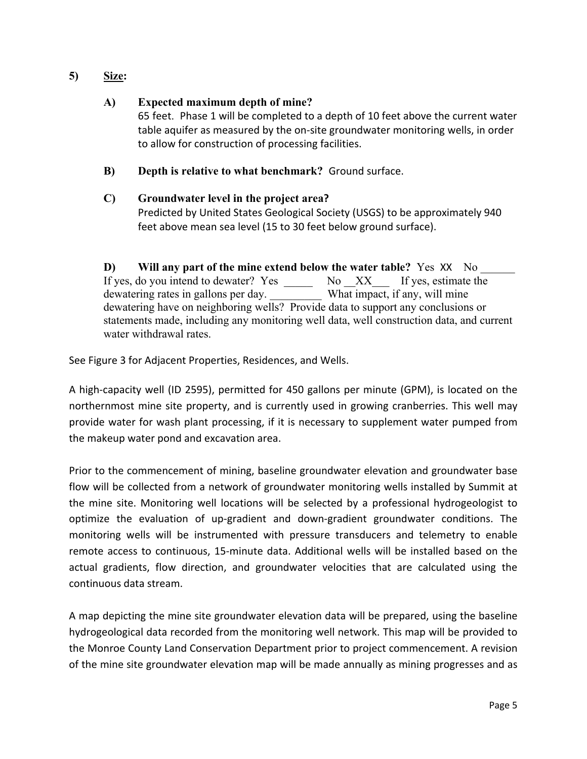5) **<u>Size</u>:**

**A) Expected maximum depth of mine?**
65 feet. Phase 1 will be completed to a depth of 10 feet above the current water table aquifer as measured by the on-site groundwater monitoring wells, in order to allow for construction of processing facilities.

**B) Depth is relative to what benchmark?** Ground surface.

**C) Groundwater level in the project area?**
Predicted by United States Geological Society (USGS) to be approximately 940 feet above mean sea level (15 to 30 feet below ground surface).

**D) Will any part of the mine extend below the water table?** Yes XX No ______
If yes, do you intend to dewater? Yes _____ No __XX___ If yes, estimate the dewatering rates in gallons per day. _________ What impact, if any, will mine dewatering have on neighboring wells? Provide data to support any conclusions or statements made, including any monitoring well data, well construction data, and current water withdrawal rates.

See Figure 3 for Adjacent Properties, Residences, and Wells.

A high-capacity well (ID 2595), permitted for 450 gallons per minute (GPM), is located on the northernmost mine site property, and is currently used in growing cranberries. This well may provide water for wash plant processing, if it is necessary to supplement water pumped from the makeup water pond and excavation area.

Prior to the commencement of mining, baseline groundwater elevation and groundwater base flow will be collected from a network of groundwater monitoring wells installed by Summit at the mine site. Monitoring well locations will be selected by a professional hydrogeologist to optimize the evaluation of up-gradient and down-gradient groundwater conditions. The monitoring wells will be instrumented with pressure transducers and telemetry to enable remote access to continuous, 15-minute data. Additional wells will be installed based on the actual gradients, flow direction, and groundwater velocities that are calculated using the continuous data stream.

A map depicting the mine site groundwater elevation data will be prepared, using the baseline hydrogeological data recorded from the monitoring well network. This map will be provided to the Monroe County Land Conservation Department prior to project commencement. A revision of the mine site groundwater elevation map will be made annually as mining progresses and as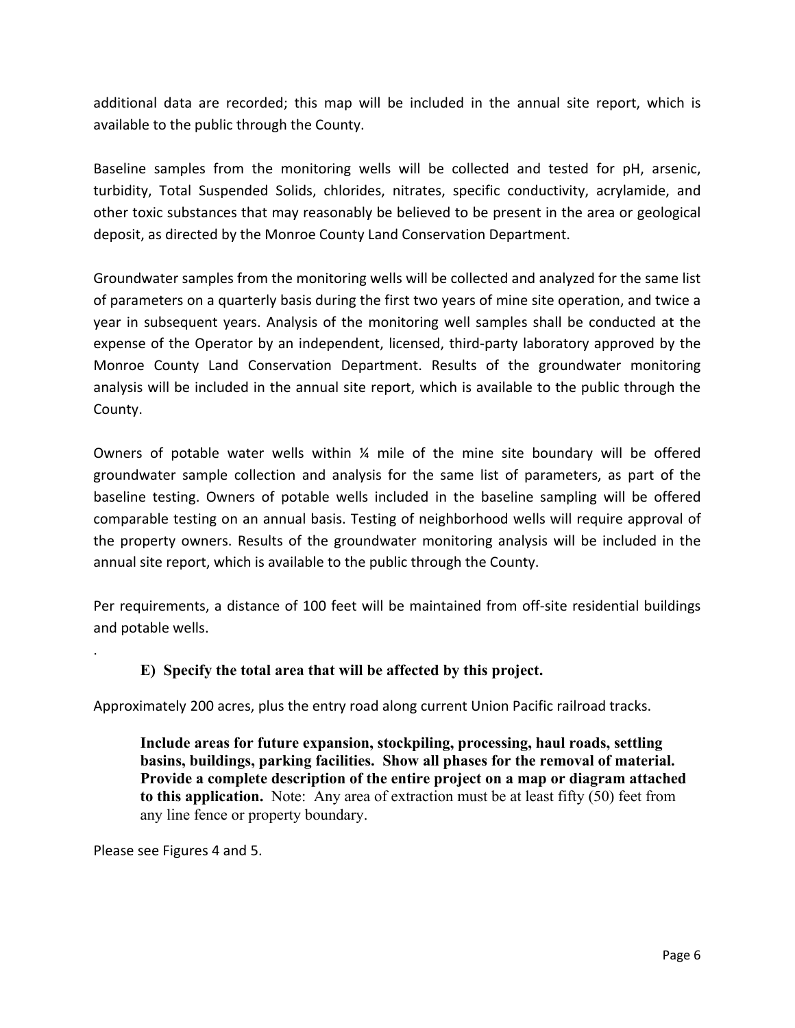additional data are recorded; this map will be included in the annual site report, which is available to the public through the County.

Baseline samples from the monitoring wells will be collected and tested for pH, arsenic, turbidity, Total Suspended Solids, chlorides, nitrates, specific conductivity, acrylamide, and other toxic substances that may reasonably be believed to be present in the area or geological deposit, as directed by the Monroe County Land Conservation Department.

Groundwater samples from the monitoring wells will be collected and analyzed for the same list of parameters on a quarterly basis during the first two years of mine site operation, and twice a year in subsequent years. Analysis of the monitoring well samples shall be conducted at the expense of the Operator by an independent, licensed, third-party laboratory approved by the Monroe County Land Conservation Department. Results of the groundwater monitoring analysis will be included in the annual site report, which is available to the public through the County.

Owners of potable water wells within ¼ mile of the mine site boundary will be offered groundwater sample collection and analysis for the same list of parameters, as part of the baseline testing. Owners of potable wells included in the baseline sampling will be offered comparable testing on an annual basis. Testing of neighborhood wells will require approval of the property owners. Results of the groundwater monitoring analysis will be included in the annual site report, which is available to the public through the County.

Per requirements, a distance of 100 feet will be maintained from off-site residential buildings and potable wells.

.

**E) Specify the total area that will be affected by this project.**

Approximately 200 acres, plus the entry road along current Union Pacific railroad tracks.

**Include areas for future expansion, stockpiling, processing, haul roads, settling basins, buildings, parking facilities. Show all phases for the removal of material. Provide a complete description of the entire project on a map or diagram attached to this application.** Note: Any area of extraction must be at least fifty (50) feet from any line fence or property boundary.

Please see Figures 4 and 5.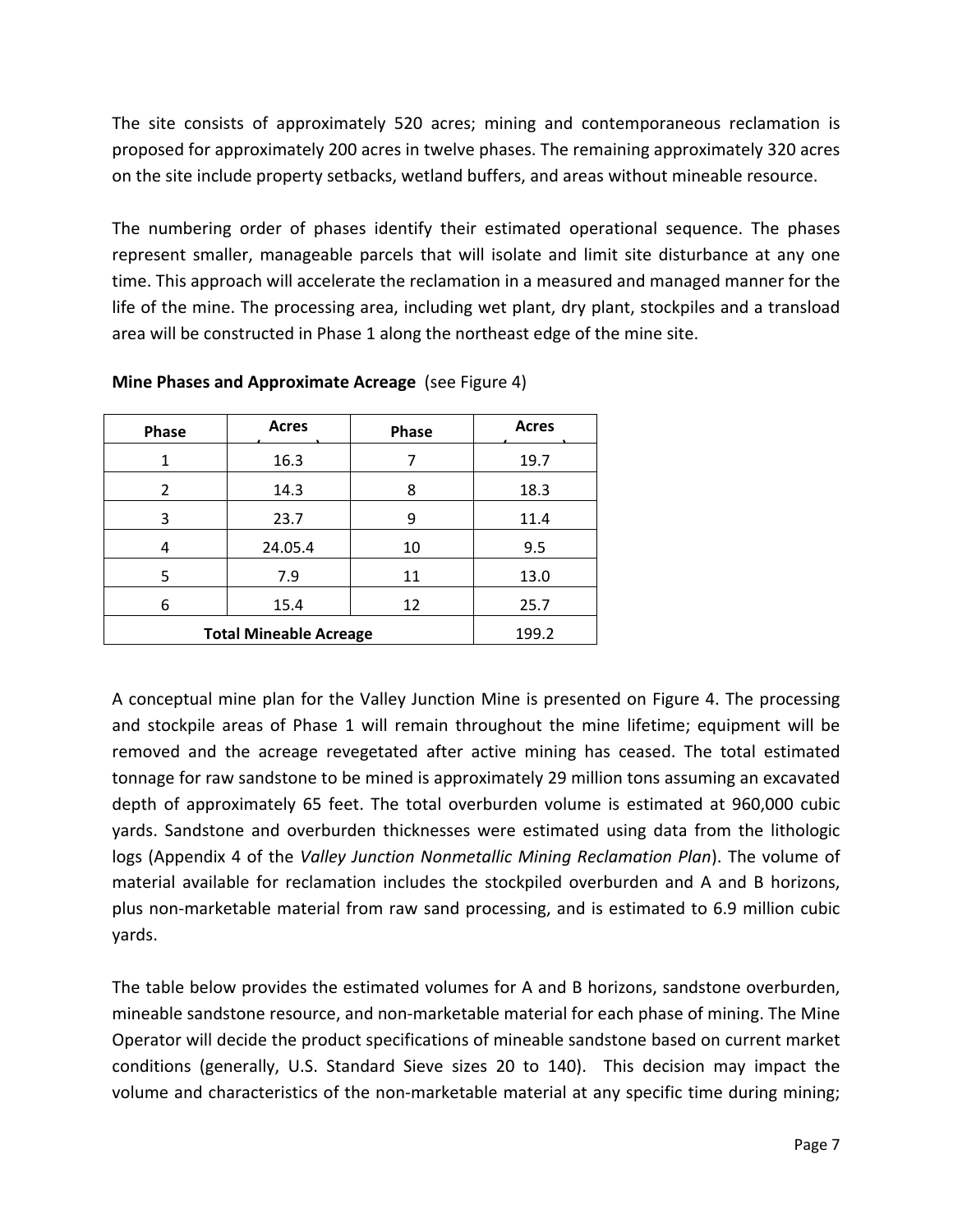The site consists of approximately 520 acres; mining and contemporaneous reclamation is proposed for approximately 200 acres in twelve phases. The remaining approximately 320 acres on the site include property setbacks, wetland buffers, and areas without mineable resource.

The numbering order of phases identify their estimated operational sequence. The phases represent smaller, manageable parcels that will isolate and limit site disturbance at any one time. This approach will accelerate the reclamation in a measured and managed manner for the life of the mine. The processing area, including wet plant, dry plant, stockpiles and a transload area will be constructed in Phase 1 along the northeast edge of the mine site.

**Mine Phases and Approximate Acreage** (see Figure 4)

| Phase | Acres | Phase | Acres |
|---|---|---|---|
| 1 | 16.3 | 7 | 19.7 |
| 2 | 14.3 | 8 | 18.3 |
| 3 | 23.7 | 9 | 11.4 |
| 4 | 24.05.4 | 10 | 9.5 |
| 5 | 7.9 | 11 | 13.0 |
| 6 | 15.4 | 12 | 25.7 |
| Total Mineable Acreage | | | 199.2 |

A conceptual mine plan for the Valley Junction Mine is presented on Figure 4. The processing and stockpile areas of Phase 1 will remain throughout the mine lifetime; equipment will be removed and the acreage revegetated after active mining has ceased. The total estimated tonnage for raw sandstone to be mined is approximately 29 million tons assuming an excavated depth of approximately 65 feet. The total overburden volume is estimated at 960,000 cubic yards. Sandstone and overburden thicknesses were estimated using data from the lithologic logs (Appendix 4 of the *Valley Junction Nonmetallic Mining Reclamation Plan*). The volume of material available for reclamation includes the stockpiled overburden and A and B horizons, plus non-marketable material from raw sand processing, and is estimated to 6.9 million cubic yards.

The table below provides the estimated volumes for A and B horizons, sandstone overburden, mineable sandstone resource, and non-marketable material for each phase of mining. The Mine Operator will decide the product specifications of mineable sandstone based on current market conditions (generally, U.S. Standard Sieve sizes 20 to 140). This decision may impact the volume and characteristics of the non-marketable material at any specific time during mining;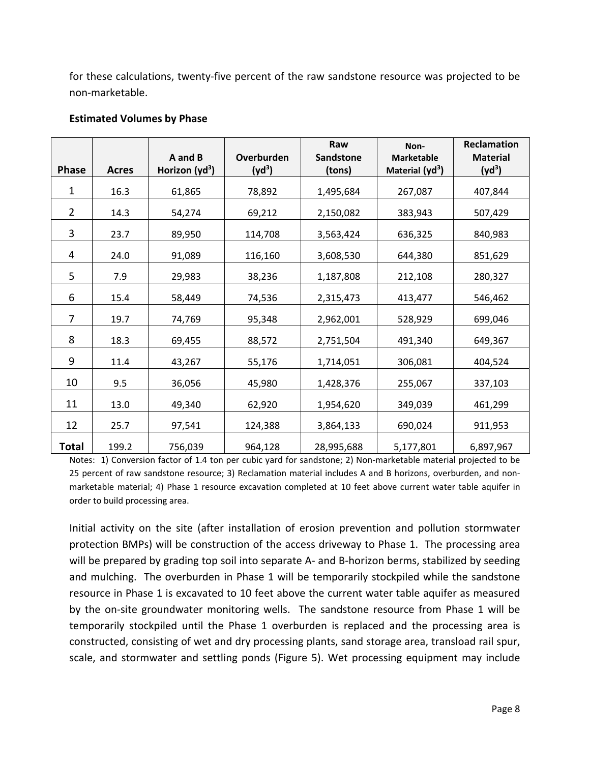for these calculations, twenty-five percent of the raw sandstone resource was projected to be non-marketable.

**Estimated Volumes by Phase**

| Phase | Acres | A and B Horizon ($yd^3$) | Overburden ($yd^3$) | Raw Sandstone (tons) | Non-Marketable Material ($yd^3$) | Reclamation Material ($yd^3$) |
|---|---|---|---|---|---|---|
| 1 | 16.3 | 61,865 | 78,892 | 1,495,684 | 267,087 | 407,844 |
| 2 | 14.3 | 54,274 | 69,212 | 2,150,082 | 383,943 | 507,429 |
| 3 | 23.7 | 89,950 | 114,708 | 3,563,424 | 636,325 | 840,983 |
| 4 | 24.0 | 91,089 | 116,160 | 3,608,530 | 644,380 | 851,629 |
| 5 | 7.9 | 29,983 | 38,236 | 1,187,808 | 212,108 | 280,327 |
| 6 | 15.4 | 58,449 | 74,536 | 2,315,473 | 413,477 | 546,462 |
| 7 | 19.7 | 74,769 | 95,348 | 2,962,001 | 528,929 | 699,046 |
| 8 | 18.3 | 69,455 | 88,572 | 2,751,504 | 491,340 | 649,367 |
| 9 | 11.4 | 43,267 | 55,176 | 1,714,051 | 306,081 | 404,524 |
| 10 | 9.5 | 36,056 | 45,980 | 1,428,376 | 255,067 | 337,103 |
| 11 | 13.0 | 49,340 | 62,920 | 1,954,620 | 349,039 | 461,299 |
| 12 | 25.7 | 97,541 | 124,388 | 3,864,133 | 690,024 | 911,953 |
| **Total** | 199.2 | 756,039 | 964,128 | 28,995,688 | 5,177,801 | 6,897,967 |

Notes: 1) Conversion factor of 1.4 ton per cubic yard for sandstone; 2) Non-marketable material projected to be 25 percent of raw sandstone resource; 3) Reclamation material includes A and B horizons, overburden, and non-marketable material; 4) Phase 1 resource excavation completed at 10 feet above current water table aquifer in order to build processing area.

Initial activity on the site (after installation of erosion prevention and pollution stormwater protection BMPs) will be construction of the access driveway to Phase 1. The processing area will be prepared by grading top soil into separate A- and B-horizon berms, stabilized by seeding and mulching. The overburden in Phase 1 will be temporarily stockpiled while the sandstone resource in Phase 1 is excavated to 10 feet above the current water table aquifer as measured by the on-site groundwater monitoring wells. The sandstone resource from Phase 1 will be temporarily stockpiled until the Phase 1 overburden is replaced and the processing area is constructed, consisting of wet and dry processing plants, sand storage area, transload rail spur, scale, and stormwater and settling ponds (Figure 5). Wet processing equipment may include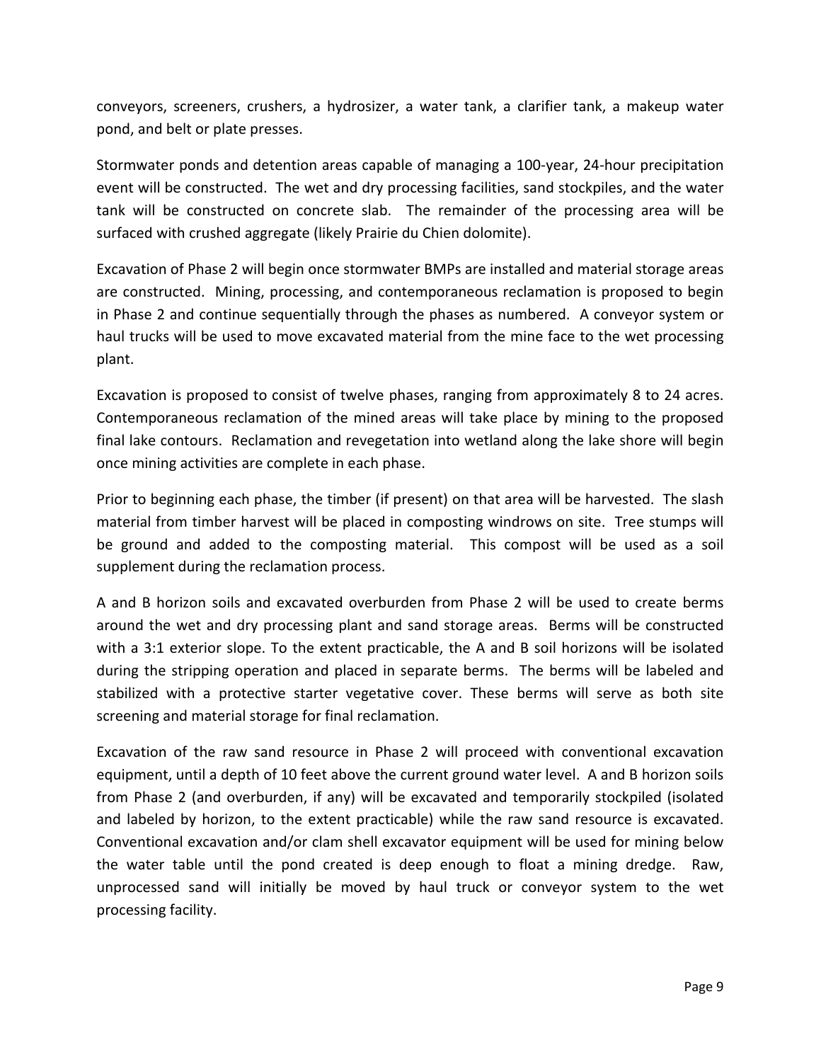conveyors, screeners, crushers, a hydrosizer, a water tank, a clarifier tank, a makeup water pond, and belt or plate presses.

Stormwater ponds and detention areas capable of managing a 100-year, 24-hour precipitation event will be constructed. The wet and dry processing facilities, sand stockpiles, and the water tank will be constructed on concrete slab. The remainder of the processing area will be surfaced with crushed aggregate (likely Prairie du Chien dolomite).

Excavation of Phase 2 will begin once stormwater BMPs are installed and material storage areas are constructed. Mining, processing, and contemporaneous reclamation is proposed to begin in Phase 2 and continue sequentially through the phases as numbered. A conveyor system or haul trucks will be used to move excavated material from the mine face to the wet processing plant.

Excavation is proposed to consist of twelve phases, ranging from approximately 8 to 24 acres. Contemporaneous reclamation of the mined areas will take place by mining to the proposed final lake contours. Reclamation and revegetation into wetland along the lake shore will begin once mining activities are complete in each phase.

Prior to beginning each phase, the timber (if present) on that area will be harvested. The slash material from timber harvest will be placed in composting windrows on site. Tree stumps will be ground and added to the composting material. This compost will be used as a soil supplement during the reclamation process.

A and B horizon soils and excavated overburden from Phase 2 will be used to create berms around the wet and dry processing plant and sand storage areas. Berms will be constructed with a 3:1 exterior slope. To the extent practicable, the A and B soil horizons will be isolated during the stripping operation and placed in separate berms. The berms will be labeled and stabilized with a protective starter vegetative cover. These berms will serve as both site screening and material storage for final reclamation.

Excavation of the raw sand resource in Phase 2 will proceed with conventional excavation equipment, until a depth of 10 feet above the current ground water level. A and B horizon soils from Phase 2 (and overburden, if any) will be excavated and temporarily stockpiled (isolated and labeled by horizon, to the extent practicable) while the raw sand resource is excavated. Conventional excavation and/or clam shell excavator equipment will be used for mining below the water table until the pond created is deep enough to float a mining dredge. Raw, unprocessed sand will initially be moved by haul truck or conveyor system to the wet processing facility.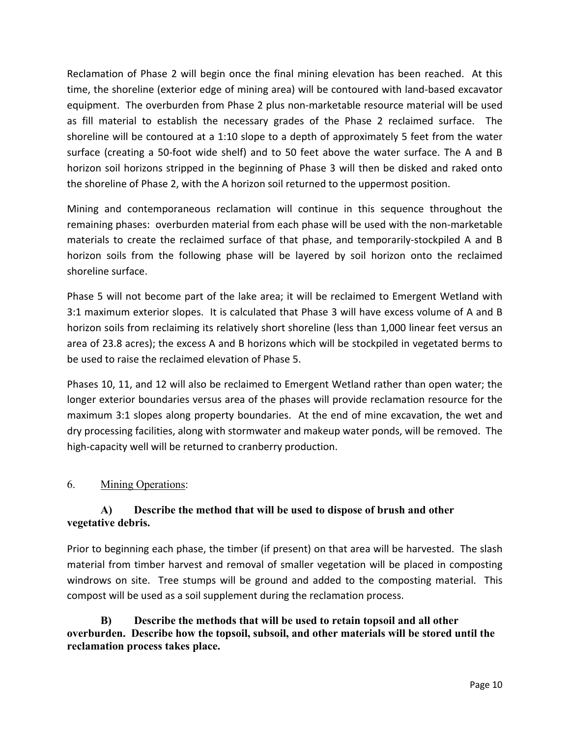Reclamation of Phase 2 will begin once the final mining elevation has been reached. At this time, the shoreline (exterior edge of mining area) will be contoured with land-based excavator equipment. The overburden from Phase 2 plus non-marketable resource material will be used as fill material to establish the necessary grades of the Phase 2 reclaimed surface. The shoreline will be contoured at a 1:10 slope to a depth of approximately 5 feet from the water surface (creating a 50-foot wide shelf) and to 50 feet above the water surface. The A and B horizon soil horizons stripped in the beginning of Phase 3 will then be disked and raked onto the shoreline of Phase 2, with the A horizon soil returned to the uppermost position.

Mining and contemporaneous reclamation will continue in this sequence throughout the remaining phases: overburden material from each phase will be used with the non-marketable materials to create the reclaimed surface of that phase, and temporarily-stockpiled A and B horizon soils from the following phase will be layered by soil horizon onto the reclaimed shoreline surface.

Phase 5 will not become part of the lake area; it will be reclaimed to Emergent Wetland with 3:1 maximum exterior slopes. It is calculated that Phase 3 will have excess volume of A and B horizon soils from reclaiming its relatively short shoreline (less than 1,000 linear feet versus an area of 23.8 acres); the excess A and B horizons which will be stockpiled in vegetated berms to be used to raise the reclaimed elevation of Phase 5.

Phases 10, 11, and 12 will also be reclaimed to Emergent Wetland rather than open water; the longer exterior boundaries versus area of the phases will provide reclamation resource for the maximum 3:1 slopes along property boundaries. At the end of mine excavation, the wet and dry processing facilities, along with stormwater and makeup water ponds, will be removed. The high-capacity well will be returned to cranberry production.

6. <u>Mining Operations</u>:

**A) Describe the method that will be used to dispose of brush and other vegetative debris.**

Prior to beginning each phase, the timber (if present) on that area will be harvested. The slash material from timber harvest and removal of smaller vegetation will be placed in composting windrows on site. Tree stumps will be ground and added to the composting material. This compost will be used as a soil supplement during the reclamation process.

**B) Describe the methods that will be used to retain topsoil and all other overburden. Describe how the topsoil, subsoil, and other materials will be stored until the reclamation process takes place.**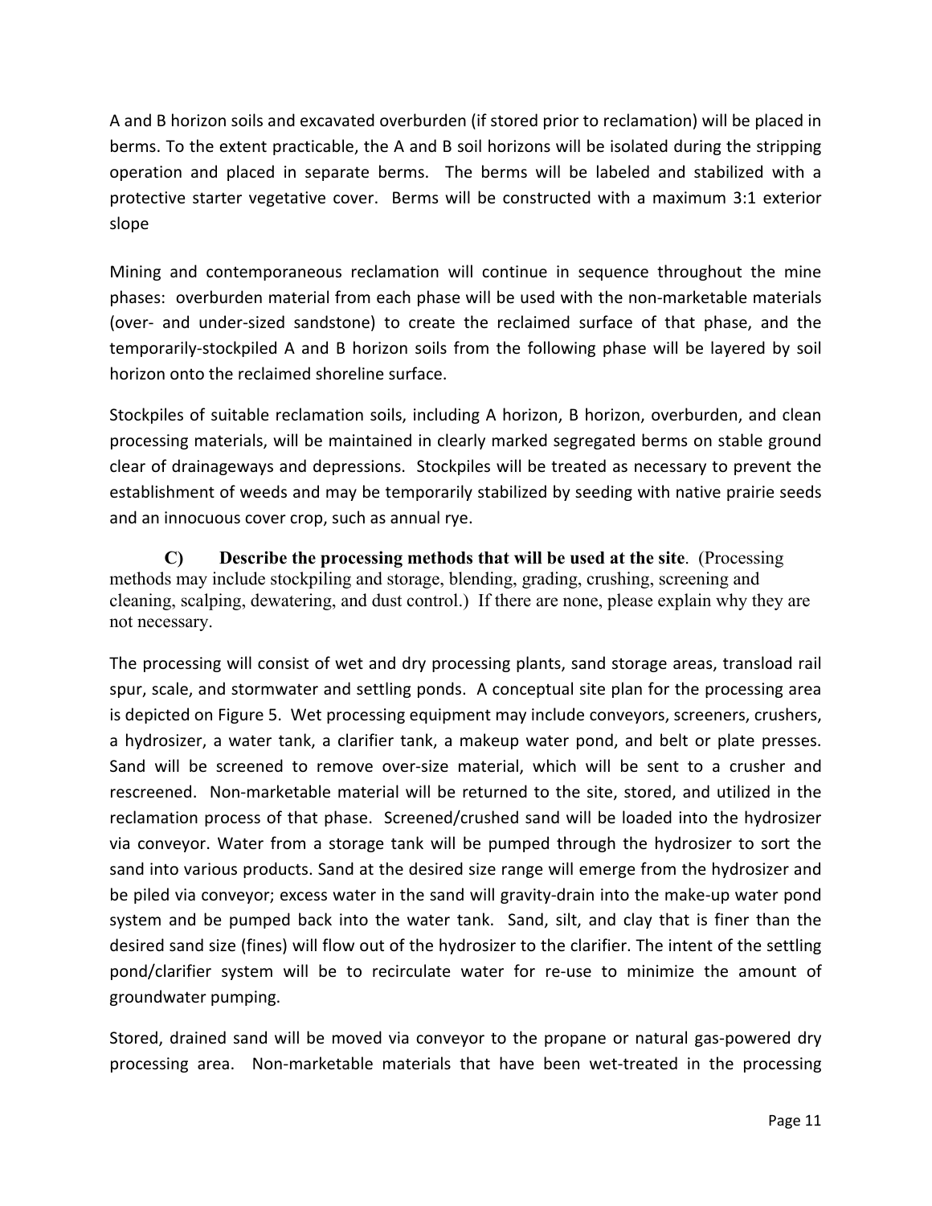A and B horizon soils and excavated overburden (if stored prior to reclamation) will be placed in berms. To the extent practicable, the A and B soil horizons will be isolated during the stripping operation and placed in separate berms. The berms will be labeled and stabilized with a protective starter vegetative cover. Berms will be constructed with a maximum 3:1 exterior slope

Mining and contemporaneous reclamation will continue in sequence throughout the mine phases: overburden material from each phase will be used with the non-marketable materials (over- and under-sized sandstone) to create the reclaimed surface of that phase, and the temporarily-stockpiled A and B horizon soils from the following phase will be layered by soil horizon onto the reclaimed shoreline surface.

Stockpiles of suitable reclamation soils, including A horizon, B horizon, overburden, and clean processing materials, will be maintained in clearly marked segregated berms on stable ground clear of drainageways and depressions. Stockpiles will be treated as necessary to prevent the establishment of weeds and may be temporarily stabilized by seeding with native prairie seeds and an innocuous cover crop, such as annual rye.

**C) Describe the processing methods that will be used at the site**. (Processing methods may include stockpiling and storage, blending, grading, crushing, screening and cleaning, scalping, dewatering, and dust control.) If there are none, please explain why they are not necessary.

The processing will consist of wet and dry processing plants, sand storage areas, transload rail spur, scale, and stormwater and settling ponds. A conceptual site plan for the processing area is depicted on Figure 5. Wet processing equipment may include conveyors, screeners, crushers, a hydrosizer, a water tank, a clarifier tank, a makeup water pond, and belt or plate presses. Sand will be screened to remove over-size material, which will be sent to a crusher and rescreened. Non-marketable material will be returned to the site, stored, and utilized in the reclamation process of that phase. Screened/crushed sand will be loaded into the hydrosizer via conveyor. Water from a storage tank will be pumped through the hydrosizer to sort the sand into various products. Sand at the desired size range will emerge from the hydrosizer and be piled via conveyor; excess water in the sand will gravity-drain into the make-up water pond system and be pumped back into the water tank. Sand, silt, and clay that is finer than the desired sand size (fines) will flow out of the hydrosizer to the clarifier. The intent of the settling pond/clarifier system will be to recirculate water for re-use to minimize the amount of groundwater pumping.

Stored, drained sand will be moved via conveyor to the propane or natural gas-powered dry processing area. Non-marketable materials that have been wet-treated in the processing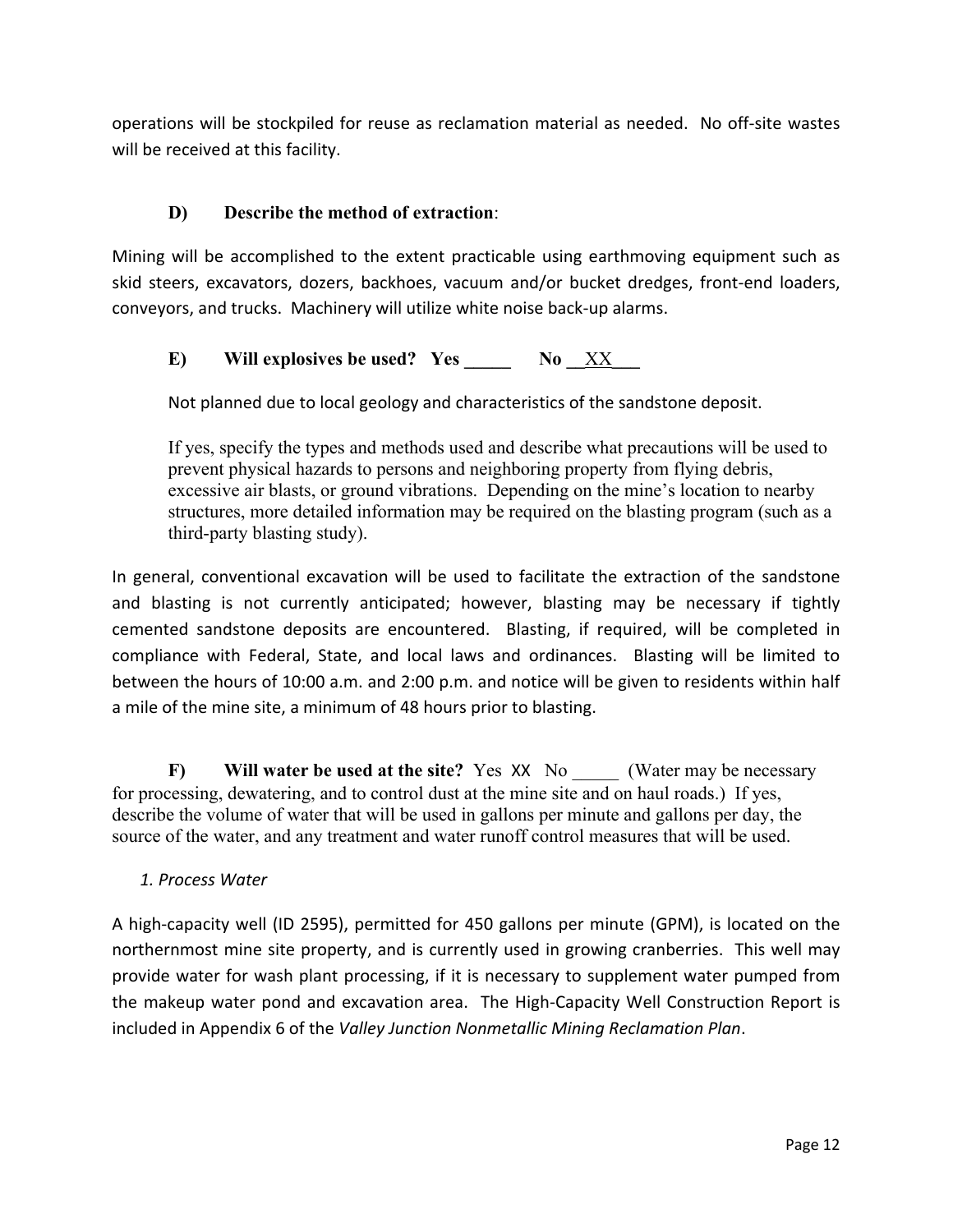operations will be stockpiled for reuse as reclamation material as needed. No off-site wastes will be received at this facility.

### D) Describe the method of extraction:

Mining will be accomplished to the extent practicable using earthmoving equipment such as skid steers, excavators, dozers, backhoes, vacuum and/or bucket dredges, front-end loaders, conveyors, and trucks. Machinery will utilize white noise back-up alarms.

### E) Will explosives be used? Yes _____ No __XX___

Not planned due to local geology and characteristics of the sandstone deposit.

If yes, specify the types and methods used and describe what precautions will be used to prevent physical hazards to persons and neighboring property from flying debris, excessive air blasts, or ground vibrations. Depending on the mine's location to nearby structures, more detailed information may be required on the blasting program (such as a third-party blasting study).

In general, conventional excavation will be used to facilitate the extraction of the sandstone and blasting is not currently anticipated; however, blasting may be necessary if tightly cemented sandstone deposits are encountered. Blasting, if required, will be completed in compliance with Federal, State, and local laws and ordinances. Blasting will be limited to between the hours of 10:00 a.m. and 2:00 p.m. and notice will be given to residents within half a mile of the mine site, a minimum of 48 hours prior to blasting.

**F) Will water be used at the site?** Yes XX No _____ (Water may be necessary for processing, dewatering, and to control dust at the mine site and on haul roads.) If yes, describe the volume of water that will be used in gallons per minute and gallons per day, the source of the water, and any treatment and water runoff control measures that will be used.

*1. Process Water*

A high-capacity well (ID 2595), permitted for 450 gallons per minute (GPM), is located on the northernmost mine site property, and is currently used in growing cranberries. This well may provide water for wash plant processing, if it is necessary to supplement water pumped from the makeup water pond and excavation area. The High-Capacity Well Construction Report is included in Appendix 6 of the *Valley Junction Nonmetallic Mining Reclamation Plan*.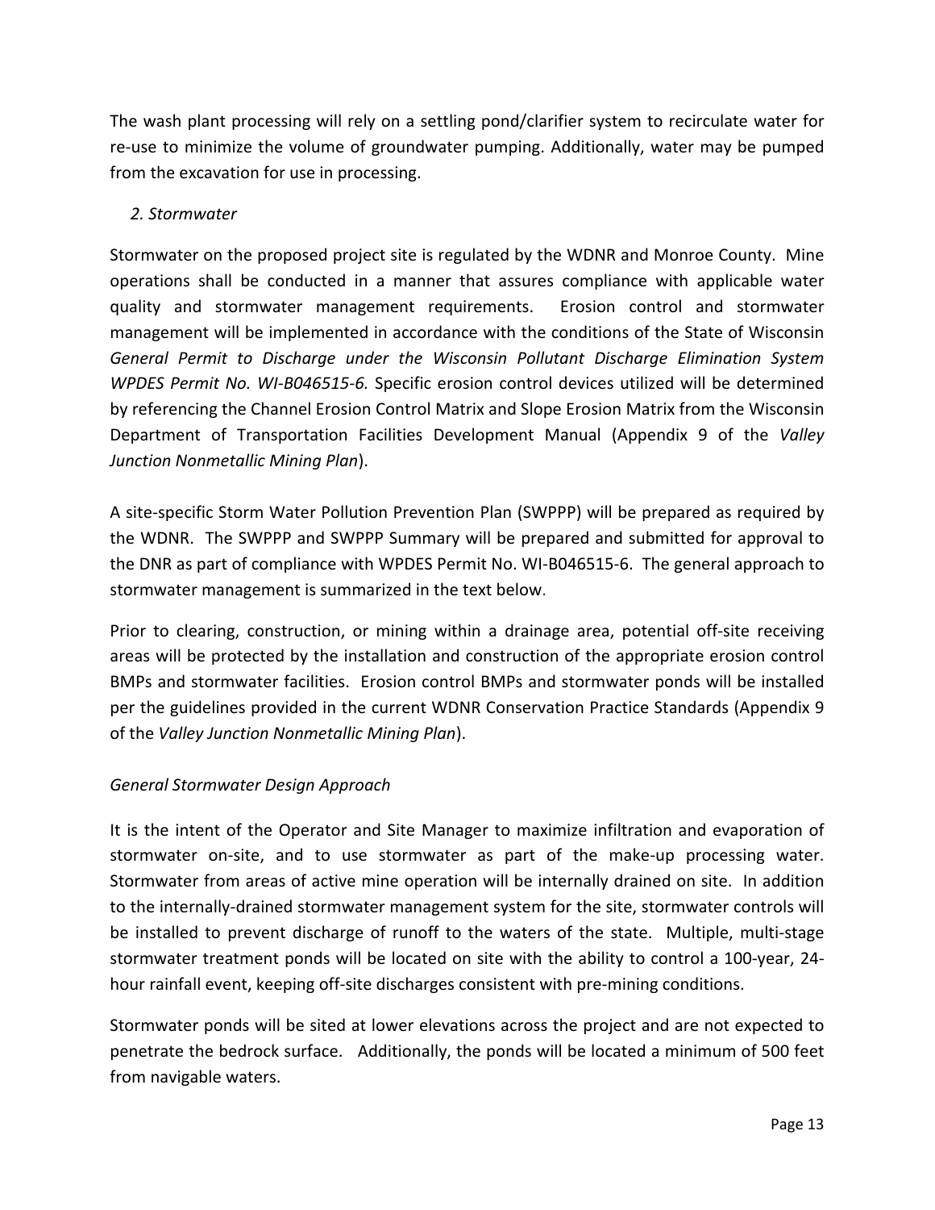The wash plant processing will rely on a settling pond/clarifier system to recirculate water for re-use to minimize the volume of groundwater pumping. Additionally, water may be pumped from the excavation for use in processing.

*2. Stormwater*

Stormwater on the proposed project site is regulated by the WDNR and Monroe County. Mine operations shall be conducted in a manner that assures compliance with applicable water quality and stormwater management requirements. Erosion control and stormwater management will be implemented in accordance with the conditions of the State of Wisconsin *General Permit to Discharge under the Wisconsin Pollutant Discharge Elimination System WPDES Permit No. WI-B046515-6.* Specific erosion control devices utilized will be determined by referencing the Channel Erosion Control Matrix and Slope Erosion Matrix from the Wisconsin Department of Transportation Facilities Development Manual (Appendix 9 of the *Valley Junction Nonmetallic Mining Plan*).

A site-specific Storm Water Pollution Prevention Plan (SWPPP) will be prepared as required by the WDNR. The SWPPP and SWPPP Summary will be prepared and submitted for approval to the DNR as part of compliance with WPDES Permit No. WI-B046515-6. The general approach to stormwater management is summarized in the text below.

Prior to clearing, construction, or mining within a drainage area, potential off-site receiving areas will be protected by the installation and construction of the appropriate erosion control BMPs and stormwater facilities. Erosion control BMPs and stormwater ponds will be installed per the guidelines provided in the current WDNR Conservation Practice Standards (Appendix 9 of the *Valley Junction Nonmetallic Mining Plan*).

*General Stormwater Design Approach*

It is the intent of the Operator and Site Manager to maximize infiltration and evaporation of stormwater on-site, and to use stormwater as part of the make-up processing water. Stormwater from areas of active mine operation will be internally drained on site. In addition to the internally-drained stormwater management system for the site, stormwater controls will be installed to prevent discharge of runoff to the waters of the state. Multiple, multi-stage stormwater treatment ponds will be located on site with the ability to control a 100-year, 24-hour rainfall event, keeping off-site discharges consistent with pre-mining conditions.

Stormwater ponds will be sited at lower elevations across the project and are not expected to penetrate the bedrock surface. Additionally, the ponds will be located a minimum of 500 feet from navigable waters.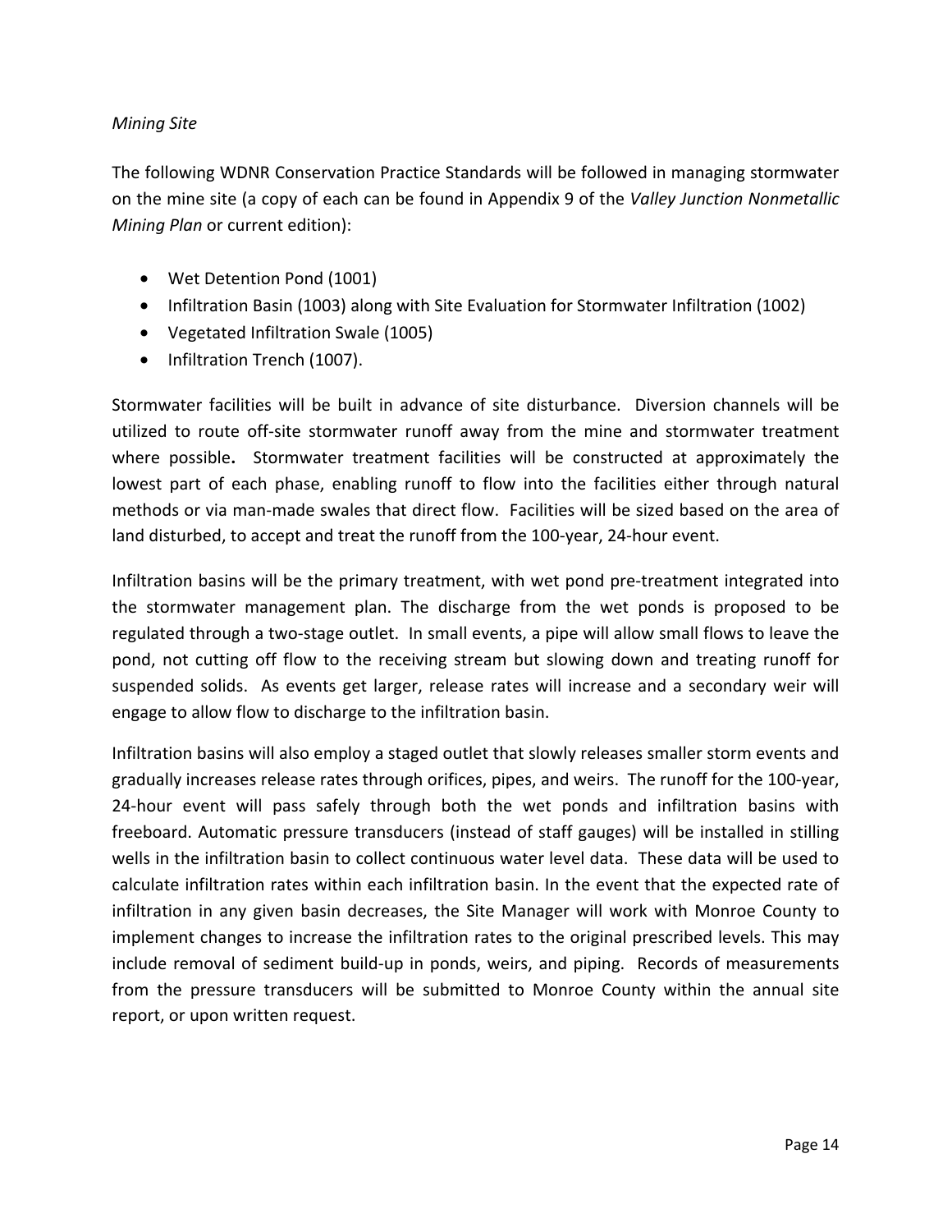*Mining Site*

The following WDNR Conservation Practice Standards will be followed in managing stormwater on the mine site (a copy of each can be found in Appendix 9 of the *Valley Junction Nonmetallic Mining Plan* or current edition):

- Wet Detention Pond (1001)
- Infiltration Basin (1003) along with Site Evaluation for Stormwater Infiltration (1002)
- Vegetated Infiltration Swale (1005)
- Infiltration Trench (1007).

Stormwater facilities will be built in advance of site disturbance. Diversion channels will be utilized to route off-site stormwater runoff away from the mine and stormwater treatment where possible**.** Stormwater treatment facilities will be constructed at approximately the lowest part of each phase, enabling runoff to flow into the facilities either through natural methods or via man-made swales that direct flow. Facilities will be sized based on the area of land disturbed, to accept and treat the runoff from the 100-year, 24-hour event.

Infiltration basins will be the primary treatment, with wet pond pre-treatment integrated into the stormwater management plan. The discharge from the wet ponds is proposed to be regulated through a two-stage outlet. In small events, a pipe will allow small flows to leave the pond, not cutting off flow to the receiving stream but slowing down and treating runoff for suspended solids. As events get larger, release rates will increase and a secondary weir will engage to allow flow to discharge to the infiltration basin.

Infiltration basins will also employ a staged outlet that slowly releases smaller storm events and gradually increases release rates through orifices, pipes, and weirs. The runoff for the 100-year, 24-hour event will pass safely through both the wet ponds and infiltration basins with freeboard. Automatic pressure transducers (instead of staff gauges) will be installed in stilling wells in the infiltration basin to collect continuous water level data. These data will be used to calculate infiltration rates within each infiltration basin. In the event that the expected rate of infiltration in any given basin decreases, the Site Manager will work with Monroe County to implement changes to increase the infiltration rates to the original prescribed levels. This may include removal of sediment build-up in ponds, weirs, and piping. Records of measurements from the pressure transducers will be submitted to Monroe County within the annual site report, or upon written request.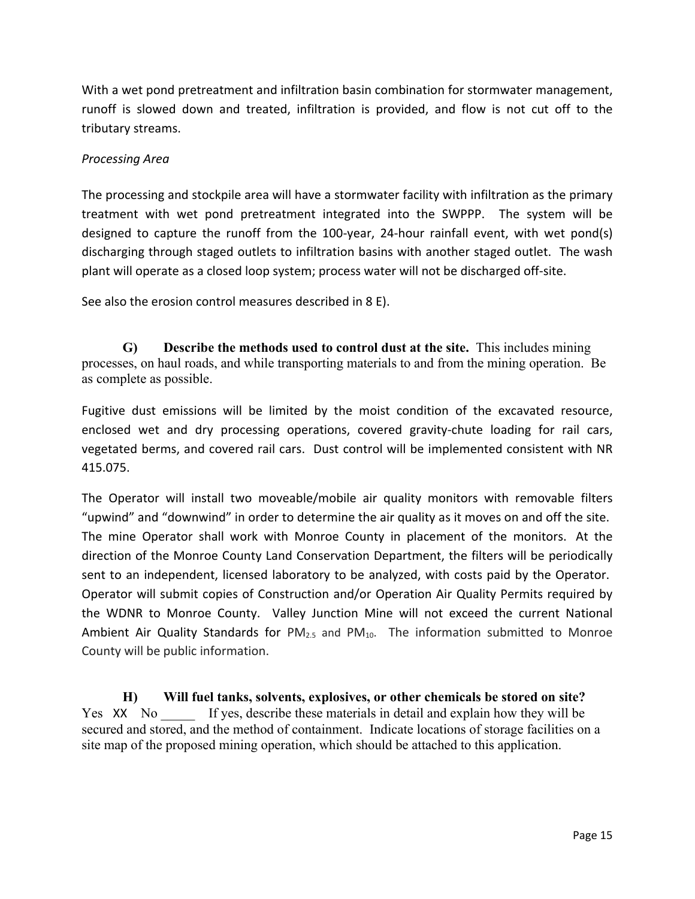With a wet pond pretreatment and infiltration basin combination for stormwater management, runoff is slowed down and treated, infiltration is provided, and flow is not cut off to the tributary streams.

*Processing Area*

The processing and stockpile area will have a stormwater facility with infiltration as the primary treatment with wet pond pretreatment integrated into the SWPPP. The system will be designed to capture the runoff from the 100-year, 24-hour rainfall event, with wet pond(s) discharging through staged outlets to infiltration basins with another staged outlet. The wash plant will operate as a closed loop system; process water will not be discharged off-site.

See also the erosion control measures described in 8 E).

**G) Describe the methods used to control dust at the site.** This includes mining processes, on haul roads, and while transporting materials to and from the mining operation. Be as complete as possible.

Fugitive dust emissions will be limited by the moist condition of the excavated resource, enclosed wet and dry processing operations, covered gravity-chute loading for rail cars, vegetated berms, and covered rail cars. Dust control will be implemented consistent with NR 415.075.

The Operator will install two moveable/mobile air quality monitors with removable filters "upwind" and "downwind" in order to determine the air quality as it moves on and off the site. The mine Operator shall work with Monroe County in placement of the monitors. At the direction of the Monroe County Land Conservation Department, the filters will be periodically sent to an independent, licensed laboratory to be analyzed, with costs paid by the Operator. Operator will submit copies of Construction and/or Operation Air Quality Permits required by the WDNR to Monroe County. Valley Junction Mine will not exceed the current National Ambient Air Quality Standards for $PM_{2.5}$ and $PM_{10}$. The information submitted to Monroe County will be public information.

**H) Will fuel tanks, solvents, explosives, or other chemicals be stored on site?** Yes XX No _____ If yes, describe these materials in detail and explain how they will be secured and stored, and the method of containment. Indicate locations of storage facilities on a site map of the proposed mining operation, which should be attached to this application.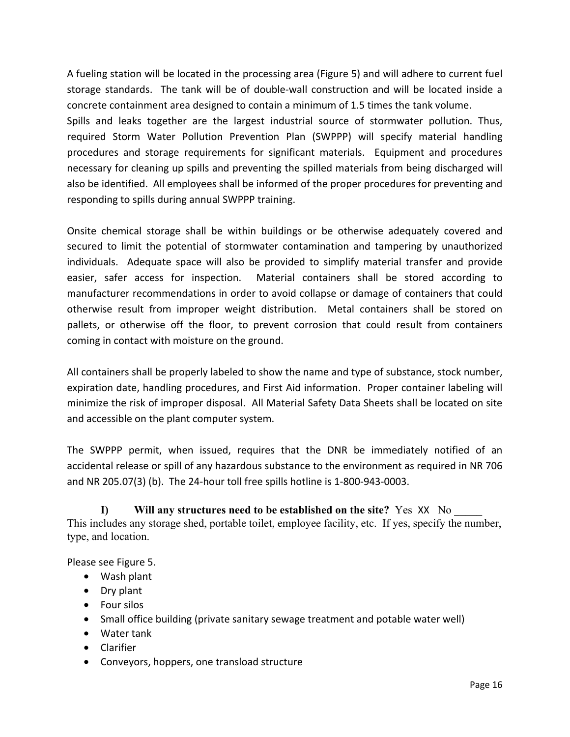A fueling station will be located in the processing area (Figure 5) and will adhere to current fuel storage standards. The tank will be of double-wall construction and will be located inside a concrete containment area designed to contain a minimum of 1.5 times the tank volume.
Spills and leaks together are the largest industrial source of stormwater pollution. Thus, required Storm Water Pollution Prevention Plan (SWPPP) will specify material handling procedures and storage requirements for significant materials. Equipment and procedures necessary for cleaning up spills and preventing the spilled materials from being discharged will also be identified. All employees shall be informed of the proper procedures for preventing and responding to spills during annual SWPPP training.

Onsite chemical storage shall be within buildings or be otherwise adequately covered and secured to limit the potential of stormwater contamination and tampering by unauthorized individuals. Adequate space will also be provided to simplify material transfer and provide easier, safer access for inspection. Material containers shall be stored according to manufacturer recommendations in order to avoid collapse or damage of containers that could otherwise result from improper weight distribution. Metal containers shall be stored on pallets, or otherwise off the floor, to prevent corrosion that could result from containers coming in contact with moisture on the ground.

All containers shall be properly labeled to show the name and type of substance, stock number, expiration date, handling procedures, and First Aid information. Proper container labeling will minimize the risk of improper disposal. All Material Safety Data Sheets shall be located on site and accessible on the plant computer system.

The SWPPP permit, when issued, requires that the DNR be immediately notified of an accidental release or spill of any hazardous substance to the environment as required in NR 706 and NR 205.07(3) (b). The 24-hour toll free spills hotline is 1-800-943-0003.

**I) Will any structures need to be established on the site?** Yes XX No _____
This includes any storage shed, portable toilet, employee facility, etc. If yes, specify the number, type, and location.

Please see Figure 5.

- Wash plant
- Dry plant
- Four silos
- Small office building (private sanitary sewage treatment and potable water well)
- Water tank
- Clarifier
- Conveyors, hoppers, one transload structure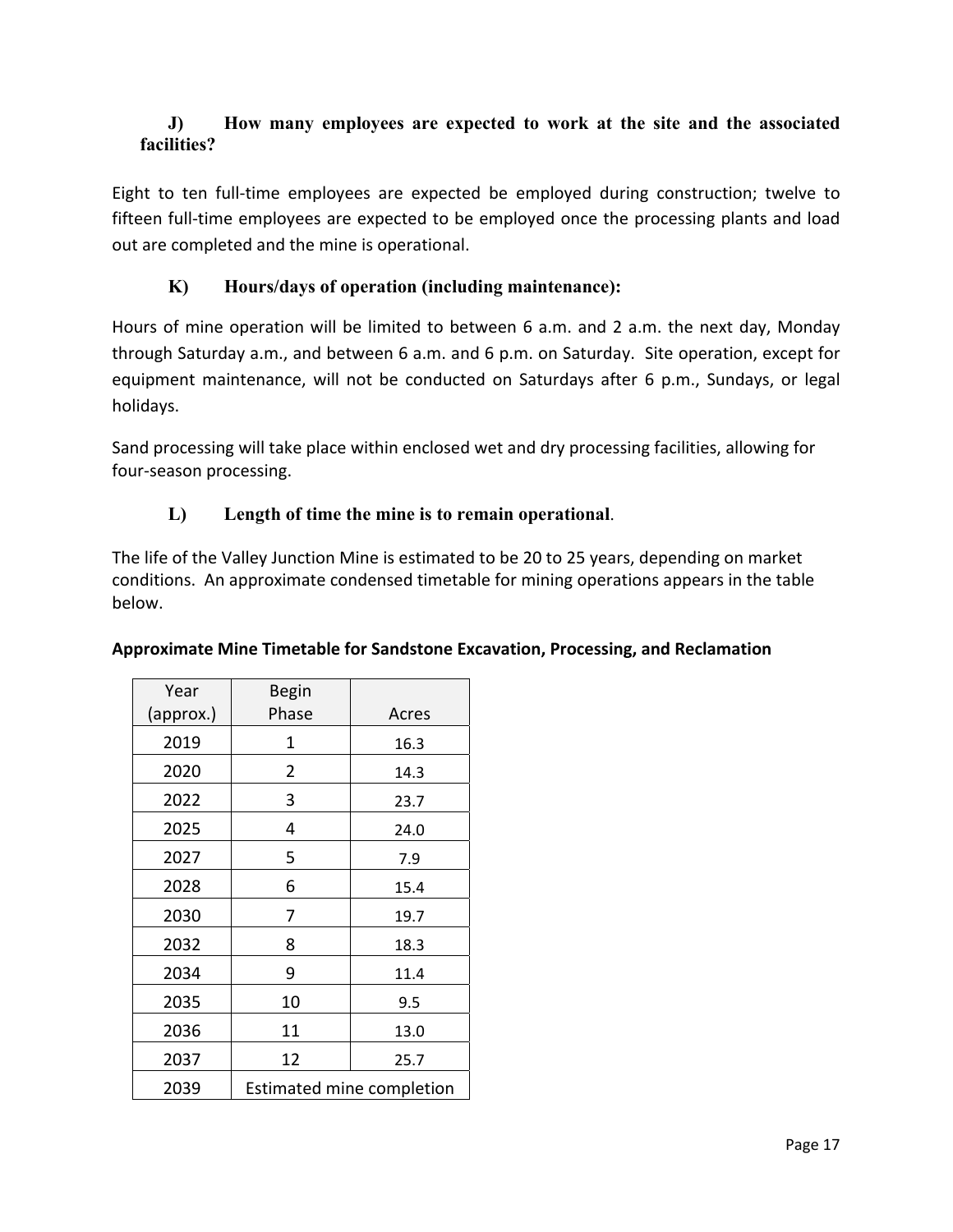### J) How many employees are expected to work at the site and the associated facilities?

Eight to ten full-time employees are expected be employed during construction; twelve to fifteen full-time employees are expected to be employed once the processing plants and load out are completed and the mine is operational.

### K) Hours/days of operation (including maintenance):

Hours of mine operation will be limited to between 6 a.m. and 2 a.m. the next day, Monday through Saturday a.m., and between 6 a.m. and 6 p.m. on Saturday. Site operation, except for equipment maintenance, will not be conducted on Saturdays after 6 p.m., Sundays, or legal holidays.

Sand processing will take place within enclosed wet and dry processing facilities, allowing for four-season processing.

### L) Length of time the mine is to remain operational.

The life of the Valley Junction Mine is estimated to be 20 to 25 years, depending on market conditions. An approximate condensed timetable for mining operations appears in the table below.

**Approximate Mine Timetable for Sandstone Excavation, Processing, and Reclamation**

| Year (approx.) | Begin Phase | Acres |
|---|---|---|
| 2019 | 1 | 16.3 |
| 2020 | 2 | 14.3 |
| 2022 | 3 | 23.7 |
| 2025 | 4 | 24.0 |
| 2027 | 5 | 7.9 |
| 2028 | 6 | 15.4 |
| 2030 | 7 | 19.7 |
| 2032 | 8 | 18.3 |
| 2034 | 9 | 11.4 |
| 2035 | 10 | 9.5 |
| 2036 | 11 | 13.0 |
| 2037 | 12 | 25.7 |
| 2039 | Estimated mine completion | |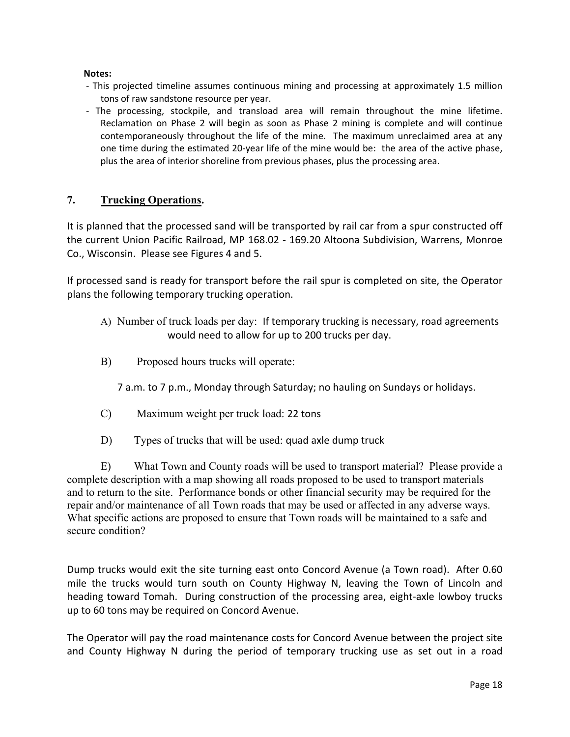**Notes:**

- This projected timeline assumes continuous mining and processing at approximately 1.5 million tons of raw sandstone resource per year.
- The processing, stockpile, and transload area will remain throughout the mine lifetime. Reclamation on Phase 2 will begin as soon as Phase 2 mining is complete and will continue contemporaneously throughout the life of the mine. The maximum unreclaimed area at any one time during the estimated 20-year life of the mine would be: the area of the active phase, plus the area of interior shoreline from previous phases, plus the processing area.

## 7. Trucking Operations.

It is planned that the processed sand will be transported by rail car from a spur constructed off the current Union Pacific Railroad, MP 168.02 - 169.20 Altoona Subdivision, Warrens, Monroe Co., Wisconsin. Please see Figures 4 and 5.

If processed sand is ready for transport before the rail spur is completed on site, the Operator plans the following temporary trucking operation.

A) Number of truck loads per day: If temporary trucking is necessary, road agreements would need to allow for up to 200 trucks per day.

B) Proposed hours trucks will operate:

7 a.m. to 7 p.m., Monday through Saturday; no hauling on Sundays or holidays.

C) Maximum weight per truck load: 22 tons

D) Types of trucks that will be used: quad axle dump truck

E) What Town and County roads will be used to transport material? Please provide a complete description with a map showing all roads proposed to be used to transport materials and to return to the site. Performance bonds or other financial security may be required for the repair and/or maintenance of all Town roads that may be used or affected in any adverse ways. What specific actions are proposed to ensure that Town roads will be maintained to a safe and secure condition?

Dump trucks would exit the site turning east onto Concord Avenue (a Town road). After 0.60 mile the trucks would turn south on County Highway N, leaving the Town of Lincoln and heading toward Tomah. During construction of the processing area, eight-axle lowboy trucks up to 60 tons may be required on Concord Avenue.

The Operator will pay the road maintenance costs for Concord Avenue between the project site and County Highway N during the period of temporary trucking use as set out in a road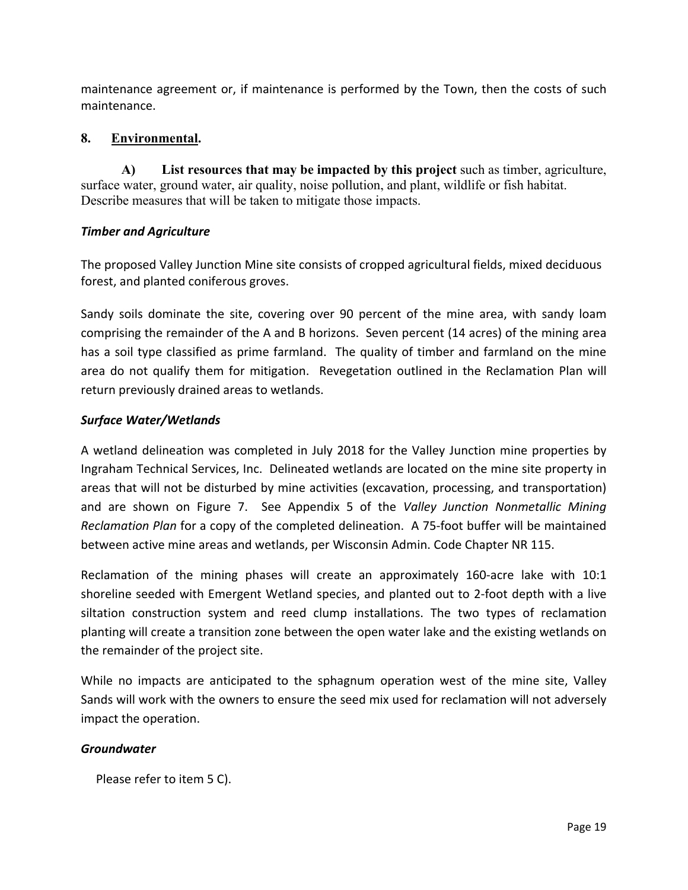maintenance agreement or, if maintenance is performed by the Town, then the costs of such maintenance.

## 8. Environmental.

**A) List resources that may be impacted by this project** such as timber, agriculture, surface water, ground water, air quality, noise pollution, and plant, wildlife or fish habitat. Describe measures that will be taken to mitigate those impacts.

***Timber and Agriculture***

The proposed Valley Junction Mine site consists of cropped agricultural fields, mixed deciduous forest, and planted coniferous groves.

Sandy soils dominate the site, covering over 90 percent of the mine area, with sandy loam comprising the remainder of the A and B horizons. Seven percent (14 acres) of the mining area has a soil type classified as prime farmland. The quality of timber and farmland on the mine area do not qualify them for mitigation. Revegetation outlined in the Reclamation Plan will return previously drained areas to wetlands.

***Surface Water/Wetlands***

A wetland delineation was completed in July 2018 for the Valley Junction mine properties by Ingraham Technical Services, Inc. Delineated wetlands are located on the mine site property in areas that will not be disturbed by mine activities (excavation, processing, and transportation) and are shown on Figure 7. See Appendix 5 of the *Valley Junction Nonmetallic Mining Reclamation Plan* for a copy of the completed delineation. A 75-foot buffer will be maintained between active mine areas and wetlands, per Wisconsin Admin. Code Chapter NR 115.

Reclamation of the mining phases will create an approximately 160-acre lake with 10:1 shoreline seeded with Emergent Wetland species, and planted out to 2-foot depth with a live siltation construction system and reed clump installations. The two types of reclamation planting will create a transition zone between the open water lake and the existing wetlands on the remainder of the project site.

While no impacts are anticipated to the sphagnum operation west of the mine site, Valley Sands will work with the owners to ensure the seed mix used for reclamation will not adversely impact the operation.

***Groundwater***

Please refer to item 5 C).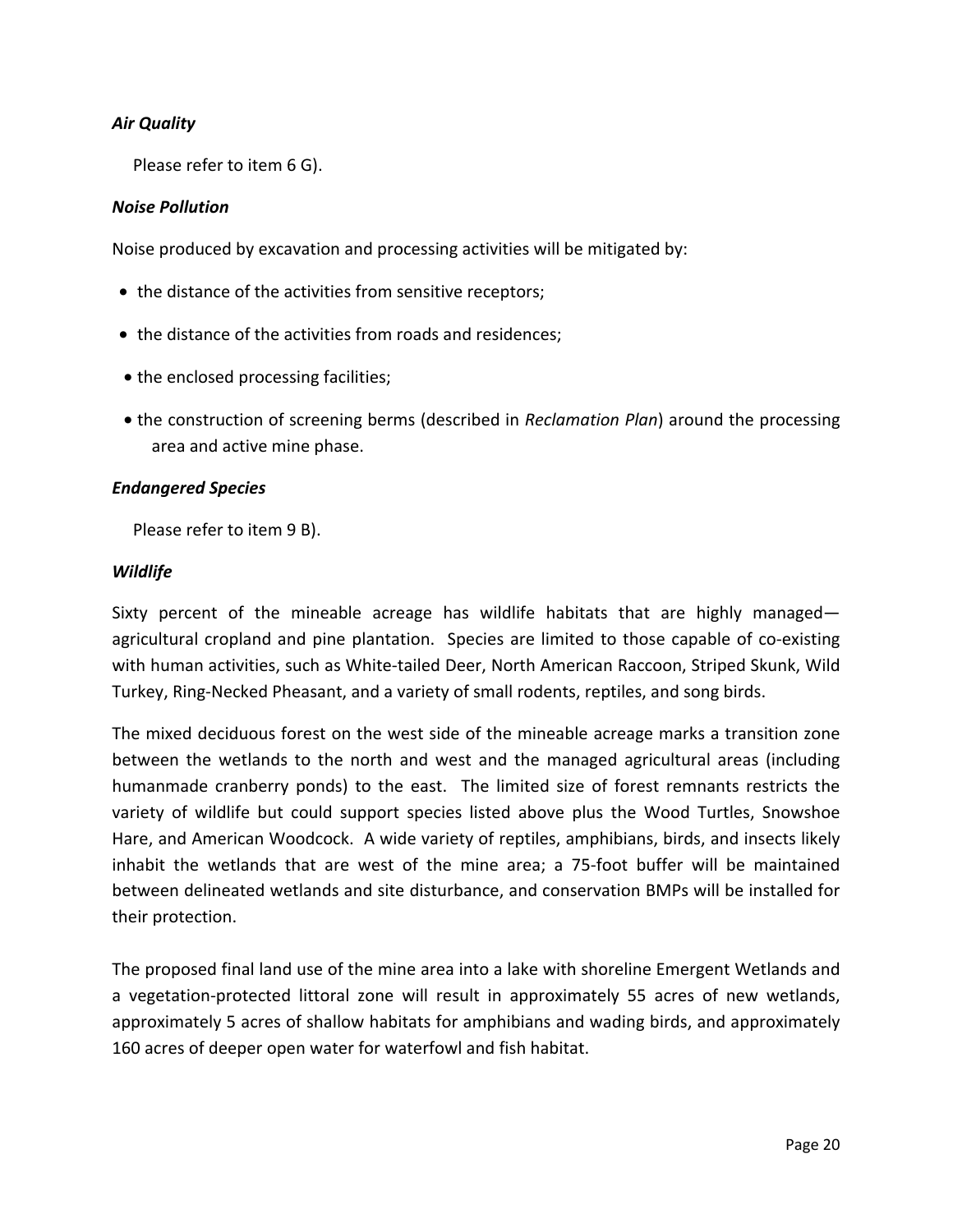***Air Quality***

Please refer to item 6 G).

***Noise Pollution***

Noise produced by excavation and processing activities will be mitigated by:

- the distance of the activities from sensitive receptors;
- the distance of the activities from roads and residences;
- the enclosed processing facilities;
- the construction of screening berms (described in *Reclamation Plan*) around the processing area and active mine phase.

***Endangered Species***

Please refer to item 9 B).

***Wildlife***

Sixty percent of the mineable acreage has wildlife habitats that are highly managed—agricultural cropland and pine plantation. Species are limited to those capable of co-existing with human activities, such as White-tailed Deer, North American Raccoon, Striped Skunk, Wild Turkey, Ring-Necked Pheasant, and a variety of small rodents, reptiles, and song birds.

The mixed deciduous forest on the west side of the mineable acreage marks a transition zone between the wetlands to the north and west and the managed agricultural areas (including humanmade cranberry ponds) to the east. The limited size of forest remnants restricts the variety of wildlife but could support species listed above plus the Wood Turtles, Snowshoe Hare, and American Woodcock. A wide variety of reptiles, amphibians, birds, and insects likely inhabit the wetlands that are west of the mine area; a 75-foot buffer will be maintained between delineated wetlands and site disturbance, and conservation BMPs will be installed for their protection.

The proposed final land use of the mine area into a lake with shoreline Emergent Wetlands and a vegetation-protected littoral zone will result in approximately 55 acres of new wetlands, approximately 5 acres of shallow habitats for amphibians and wading birds, and approximately 160 acres of deeper open water for waterfowl and fish habitat.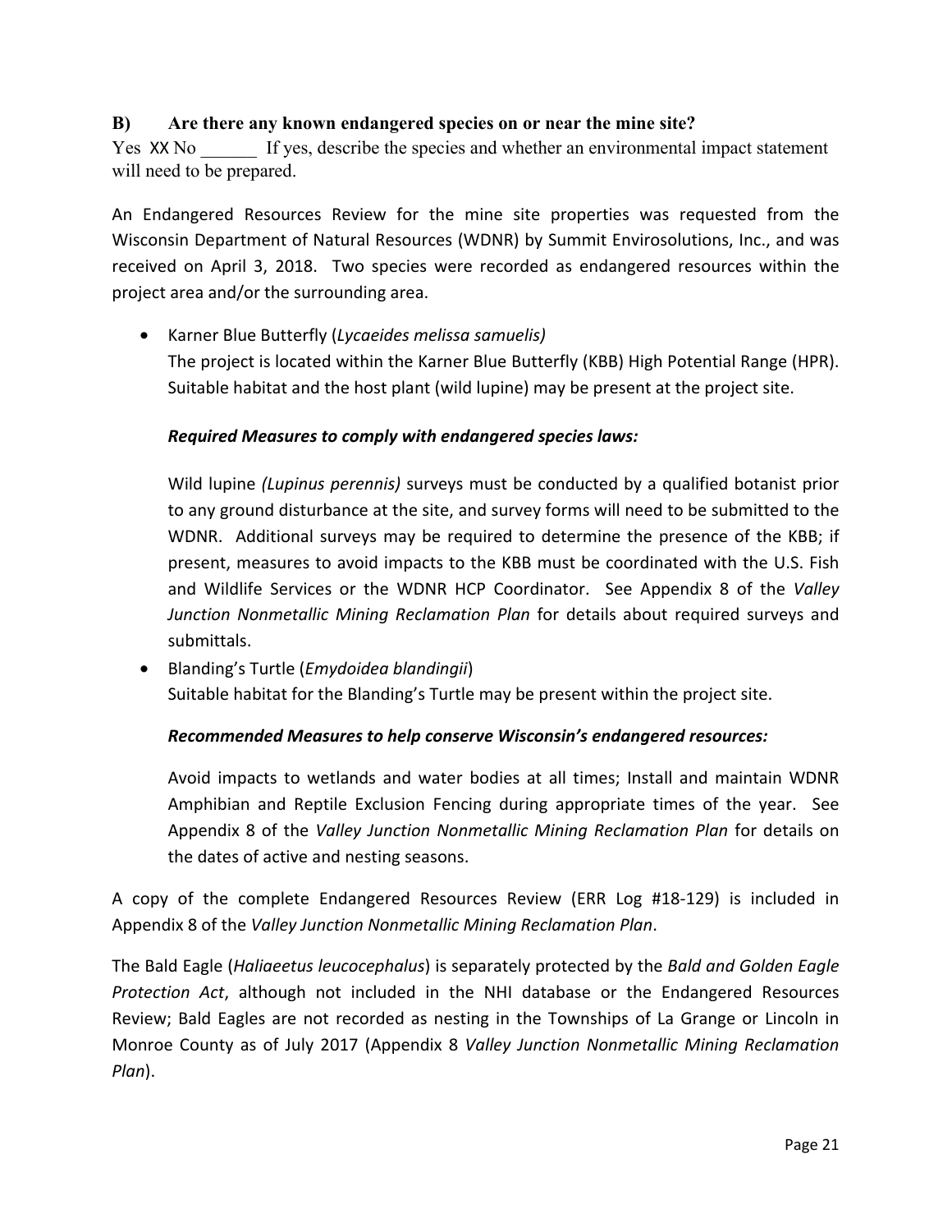### B) Are there any known endangered species on or near the mine site?

Yes XX No ______ If yes, describe the species and whether an environmental impact statement will need to be prepared.

An Endangered Resources Review for the mine site properties was requested from the Wisconsin Department of Natural Resources (WDNR) by Summit Envirosolutions, Inc., and was received on April 3, 2018. Two species were recorded as endangered resources within the project area and/or the surrounding area.

- Karner Blue Butterfly (*Lycaeides melissa samuelis)*
  The project is located within the Karner Blue Butterfly (KBB) High Potential Range (HPR). Suitable habitat and the host plant (wild lupine) may be present at the project site.

  ***Required Measures to comply with endangered species laws:***

  Wild lupine *(Lupinus perennis)* surveys must be conducted by a qualified botanist prior to any ground disturbance at the site, and survey forms will need to be submitted to the WDNR. Additional surveys may be required to determine the presence of the KBB; if present, measures to avoid impacts to the KBB must be coordinated with the U.S. Fish and Wildlife Services or the WDNR HCP Coordinator. See Appendix 8 of the *Valley Junction Nonmetallic Mining Reclamation Plan* for details about required surveys and submittals.

- Blanding's Turtle (*Emydoidea blandingii*)
  Suitable habitat for the Blanding's Turtle may be present within the project site.

  ***Recommended Measures to help conserve Wisconsin's endangered resources:***

  Avoid impacts to wetlands and water bodies at all times; Install and maintain WDNR Amphibian and Reptile Exclusion Fencing during appropriate times of the year. See Appendix 8 of the *Valley Junction Nonmetallic Mining Reclamation Plan* for details on the dates of active and nesting seasons.

A copy of the complete Endangered Resources Review (ERR Log #18-129) is included in Appendix 8 of the *Valley Junction Nonmetallic Mining Reclamation Plan*.

The Bald Eagle (*Haliaeetus leucocephalus*) is separately protected by the *Bald and Golden Eagle Protection Act*, although not included in the NHI database or the Endangered Resources Review; Bald Eagles are not recorded as nesting in the Townships of La Grange or Lincoln in Monroe County as of July 2017 (Appendix 8 *Valley Junction Nonmetallic Mining Reclamation Plan*).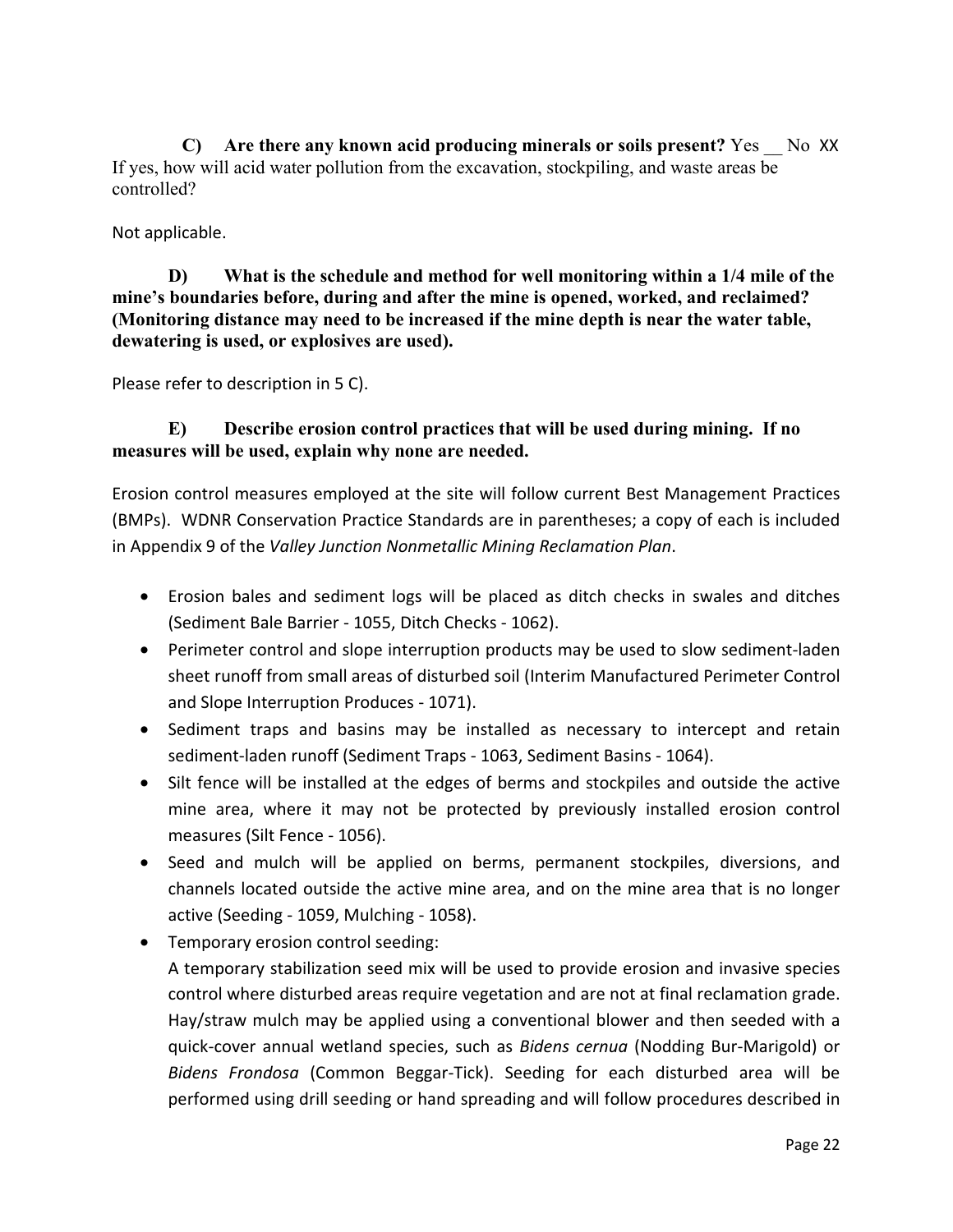**C) Are there any known acid producing minerals or soils present?** Yes __ No XX
If yes, how will acid water pollution from the excavation, stockpiling, and waste areas be controlled?

Not applicable.

**D) What is the schedule and method for well monitoring within a 1/4 mile of the mine's boundaries before, during and after the mine is opened, worked, and reclaimed? (Monitoring distance may need to be increased if the mine depth is near the water table, dewatering is used, or explosives are used).**

Please refer to description in 5 C).

**E) Describe erosion control practices that will be used during mining. If no measures will be used, explain why none are needed.**

Erosion control measures employed at the site will follow current Best Management Practices (BMPs). WDNR Conservation Practice Standards are in parentheses; a copy of each is included in Appendix 9 of the *Valley Junction Nonmetallic Mining Reclamation Plan*.

- Erosion bales and sediment logs will be placed as ditch checks in swales and ditches (Sediment Bale Barrier - 1055, Ditch Checks - 1062).
- Perimeter control and slope interruption products may be used to slow sediment-laden sheet runoff from small areas of disturbed soil (Interim Manufactured Perimeter Control and Slope Interruption Produces - 1071).
- Sediment traps and basins may be installed as necessary to intercept and retain sediment-laden runoff (Sediment Traps - 1063, Sediment Basins - 1064).
- Silt fence will be installed at the edges of berms and stockpiles and outside the active mine area, where it may not be protected by previously installed erosion control measures (Silt Fence - 1056).
- Seed and mulch will be applied on berms, permanent stockpiles, diversions, and channels located outside the active mine area, and on the mine area that is no longer active (Seeding - 1059, Mulching - 1058).
- Temporary erosion control seeding:
  A temporary stabilization seed mix will be used to provide erosion and invasive species control where disturbed areas require vegetation and are not at final reclamation grade. Hay/straw mulch may be applied using a conventional blower and then seeded with a quick-cover annual wetland species, such as *Bidens cernua* (Nodding Bur-Marigold) or *Bidens Frondosa* (Common Beggar-Tick). Seeding for each disturbed area will be performed using drill seeding or hand spreading and will follow procedures described in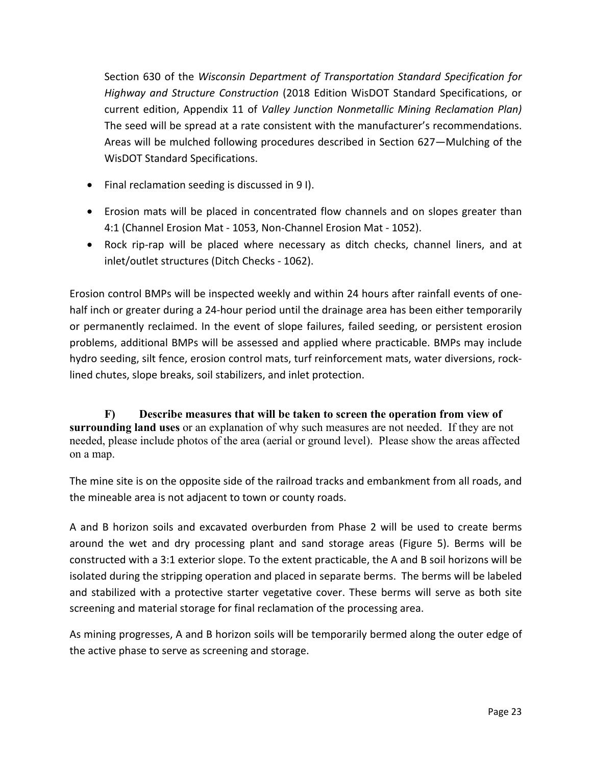Section 630 of the *Wisconsin Department of Transportation Standard Specification for Highway and Structure Construction* (2018 Edition WisDOT Standard Specifications, or current edition, Appendix 11 of *Valley Junction Nonmetallic Mining Reclamation Plan)* The seed will be spread at a rate consistent with the manufacturer's recommendations. Areas will be mulched following procedures described in Section 627—Mulching of the WisDOT Standard Specifications.

- Final reclamation seeding is discussed in 9 I).
- Erosion mats will be placed in concentrated flow channels and on slopes greater than 4:1 (Channel Erosion Mat - 1053, Non-Channel Erosion Mat - 1052).
- Rock rip-rap will be placed where necessary as ditch checks, channel liners, and at inlet/outlet structures (Ditch Checks - 1062).

Erosion control BMPs will be inspected weekly and within 24 hours after rainfall events of one-half inch or greater during a 24-hour period until the drainage area has been either temporarily or permanently reclaimed. In the event of slope failures, failed seeding, or persistent erosion problems, additional BMPs will be assessed and applied where practicable. BMPs may include hydro seeding, silt fence, erosion control mats, turf reinforcement mats, water diversions, rock-lined chutes, slope breaks, soil stabilizers, and inlet protection.

**F) Describe measures that will be taken to screen the operation from view of surrounding land uses** or an explanation of why such measures are not needed. If they are not needed, please include photos of the area (aerial or ground level). Please show the areas affected on a map.

The mine site is on the opposite side of the railroad tracks and embankment from all roads, and the mineable area is not adjacent to town or county roads.

A and B horizon soils and excavated overburden from Phase 2 will be used to create berms around the wet and dry processing plant and sand storage areas (Figure 5). Berms will be constructed with a 3:1 exterior slope. To the extent practicable, the A and B soil horizons will be isolated during the stripping operation and placed in separate berms. The berms will be labeled and stabilized with a protective starter vegetative cover. These berms will serve as both site screening and material storage for final reclamation of the processing area.

As mining progresses, A and B horizon soils will be temporarily bermed along the outer edge of the active phase to serve as screening and storage.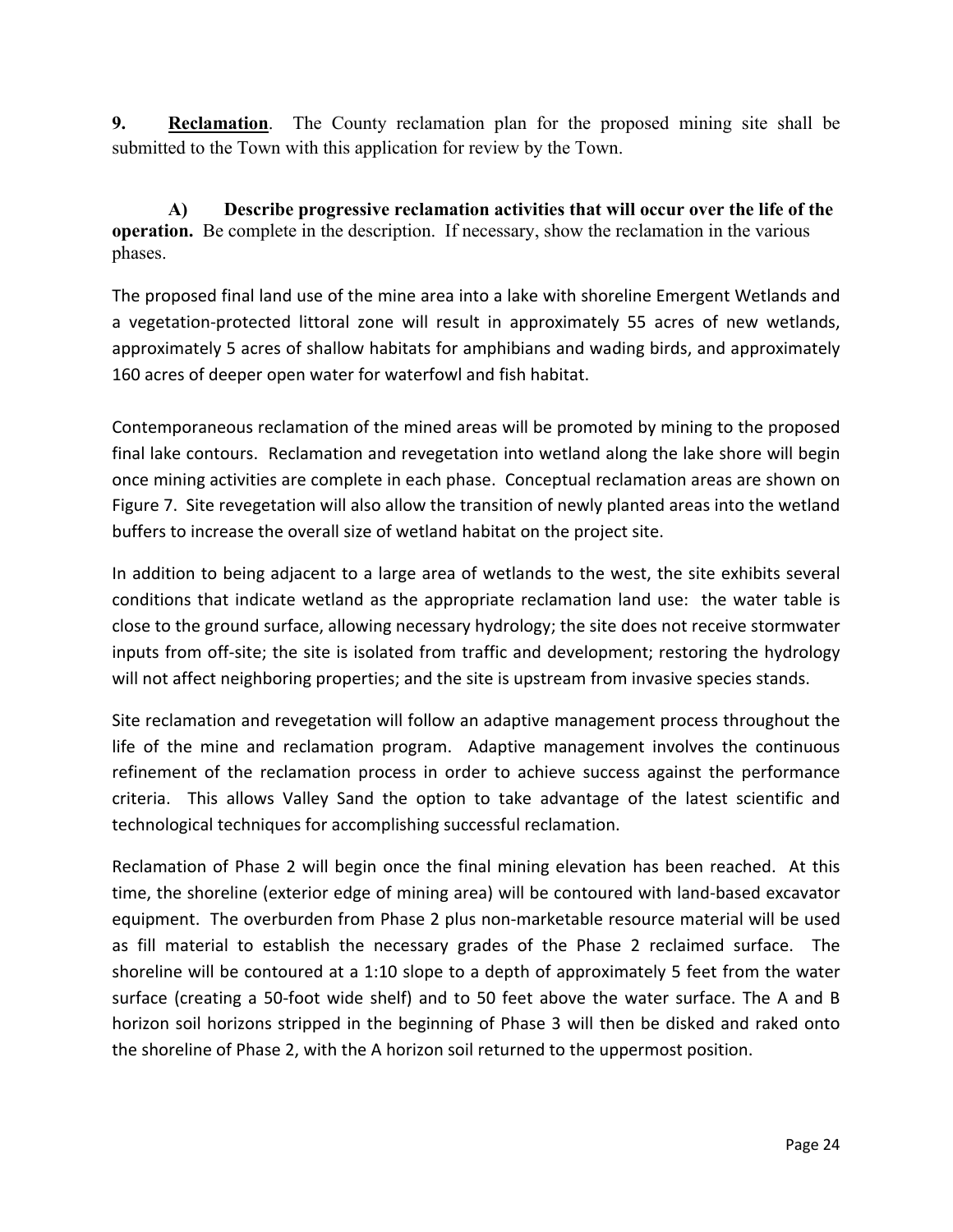**9.** **Reclamation**. The County reclamation plan for the proposed mining site shall be submitted to the Town with this application for review by the Town.

**A) Describe progressive reclamation activities that will occur over the life of the operation.** Be complete in the description. If necessary, show the reclamation in the various phases.

The proposed final land use of the mine area into a lake with shoreline Emergent Wetlands and a vegetation-protected littoral zone will result in approximately 55 acres of new wetlands, approximately 5 acres of shallow habitats for amphibians and wading birds, and approximately 160 acres of deeper open water for waterfowl and fish habitat.

Contemporaneous reclamation of the mined areas will be promoted by mining to the proposed final lake contours. Reclamation and revegetation into wetland along the lake shore will begin once mining activities are complete in each phase. Conceptual reclamation areas are shown on Figure 7. Site revegetation will also allow the transition of newly planted areas into the wetland buffers to increase the overall size of wetland habitat on the project site.

In addition to being adjacent to a large area of wetlands to the west, the site exhibits several conditions that indicate wetland as the appropriate reclamation land use: the water table is close to the ground surface, allowing necessary hydrology; the site does not receive stormwater inputs from off-site; the site is isolated from traffic and development; restoring the hydrology will not affect neighboring properties; and the site is upstream from invasive species stands.

Site reclamation and revegetation will follow an adaptive management process throughout the life of the mine and reclamation program. Adaptive management involves the continuous refinement of the reclamation process in order to achieve success against the performance criteria. This allows Valley Sand the option to take advantage of the latest scientific and technological techniques for accomplishing successful reclamation.

Reclamation of Phase 2 will begin once the final mining elevation has been reached. At this time, the shoreline (exterior edge of mining area) will be contoured with land-based excavator equipment. The overburden from Phase 2 plus non-marketable resource material will be used as fill material to establish the necessary grades of the Phase 2 reclaimed surface. The shoreline will be contoured at a 1:10 slope to a depth of approximately 5 feet from the water surface (creating a 50-foot wide shelf) and to 50 feet above the water surface. The A and B horizon soil horizons stripped in the beginning of Phase 3 will then be disked and raked onto the shoreline of Phase 2, with the A horizon soil returned to the uppermost position.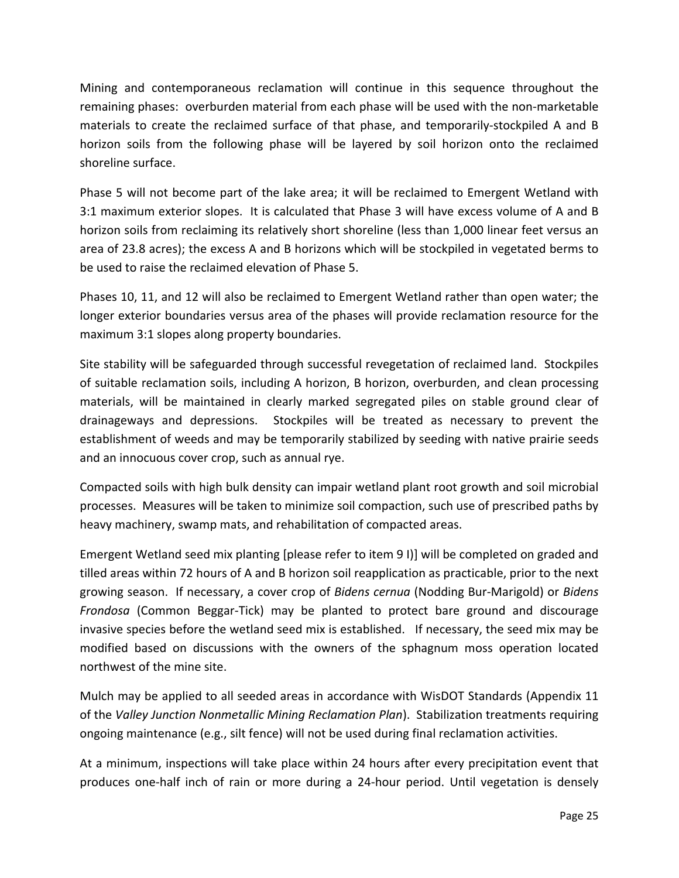Mining and contemporaneous reclamation will continue in this sequence throughout the remaining phases: overburden material from each phase will be used with the non-marketable materials to create the reclaimed surface of that phase, and temporarily-stockpiled A and B horizon soils from the following phase will be layered by soil horizon onto the reclaimed shoreline surface.

Phase 5 will not become part of the lake area; it will be reclaimed to Emergent Wetland with 3:1 maximum exterior slopes. It is calculated that Phase 3 will have excess volume of A and B horizon soils from reclaiming its relatively short shoreline (less than 1,000 linear feet versus an area of 23.8 acres); the excess A and B horizons which will be stockpiled in vegetated berms to be used to raise the reclaimed elevation of Phase 5.

Phases 10, 11, and 12 will also be reclaimed to Emergent Wetland rather than open water; the longer exterior boundaries versus area of the phases will provide reclamation resource for the maximum 3:1 slopes along property boundaries.

Site stability will be safeguarded through successful revegetation of reclaimed land. Stockpiles of suitable reclamation soils, including A horizon, B horizon, overburden, and clean processing materials, will be maintained in clearly marked segregated piles on stable ground clear of drainageways and depressions. Stockpiles will be treated as necessary to prevent the establishment of weeds and may be temporarily stabilized by seeding with native prairie seeds and an innocuous cover crop, such as annual rye.

Compacted soils with high bulk density can impair wetland plant root growth and soil microbial processes. Measures will be taken to minimize soil compaction, such use of prescribed paths by heavy machinery, swamp mats, and rehabilitation of compacted areas.

Emergent Wetland seed mix planting [please refer to item 9 I)] will be completed on graded and tilled areas within 72 hours of A and B horizon soil reapplication as practicable, prior to the next growing season. If necessary, a cover crop of *Bidens cernua* (Nodding Bur-Marigold) or *Bidens Frondosa* (Common Beggar-Tick) may be planted to protect bare ground and discourage invasive species before the wetland seed mix is established. If necessary, the seed mix may be modified based on discussions with the owners of the sphagnum moss operation located northwest of the mine site.

Mulch may be applied to all seeded areas in accordance with WisDOT Standards (Appendix 11 of the *Valley Junction Nonmetallic Mining Reclamation Plan*). Stabilization treatments requiring ongoing maintenance (e.g., silt fence) will not be used during final reclamation activities.

At a minimum, inspections will take place within 24 hours after every precipitation event that produces one-half inch of rain or more during a 24-hour period. Until vegetation is densely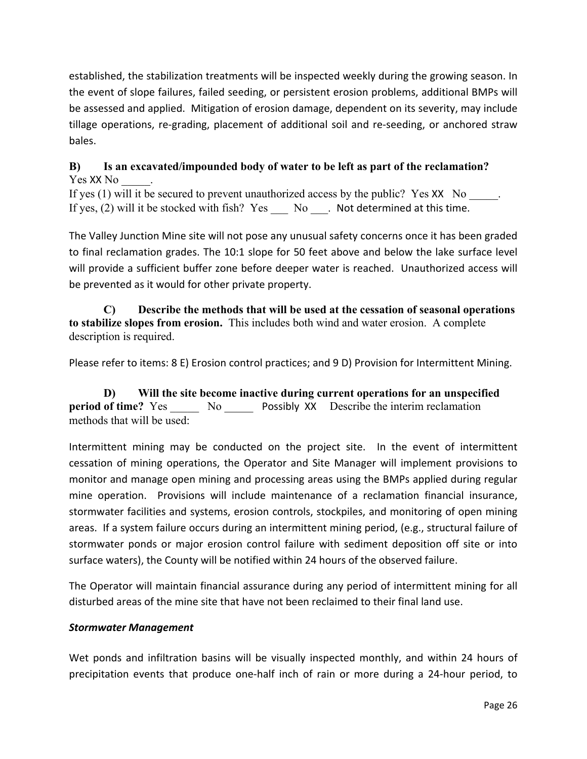established, the stabilization treatments will be inspected weekly during the growing season. In the event of slope failures, failed seeding, or persistent erosion problems, additional BMPs will be assessed and applied. Mitigation of erosion damage, dependent on its severity, may include tillage operations, re-grading, placement of additional soil and re-seeding, or anchored straw bales.

**B) Is an excavated/impounded body of water to be left as part of the reclamation?**
Yes XX No _____.
If yes (1) will it be secured to prevent unauthorized access by the public? Yes XX No _____.
If yes, (2) will it be stocked with fish? Yes ___ No ___. Not determined at this time.

The Valley Junction Mine site will not pose any unusual safety concerns once it has been graded to final reclamation grades. The 10:1 slope for 50 feet above and below the lake surface level will provide a sufficient buffer zone before deeper water is reached. Unauthorized access will be prevented as it would for other private property.

**C) Describe the methods that will be used at the cessation of seasonal operations to stabilize slopes from erosion.** This includes both wind and water erosion. A complete description is required.

Please refer to items: 8 E) Erosion control practices; and 9 D) Provision for Intermittent Mining.

**D) Will the site become inactive during current operations for an unspecified period of time?** Yes _____ No _____ Possibly XX Describe the interim reclamation methods that will be used:

Intermittent mining may be conducted on the project site. In the event of intermittent cessation of mining operations, the Operator and Site Manager will implement provisions to monitor and manage open mining and processing areas using the BMPs applied during regular mine operation. Provisions will include maintenance of a reclamation financial insurance, stormwater facilities and systems, erosion controls, stockpiles, and monitoring of open mining areas. If a system failure occurs during an intermittent mining period, (e.g., structural failure of stormwater ponds or major erosion control failure with sediment deposition off site or into surface waters), the County will be notified within 24 hours of the observed failure.

The Operator will maintain financial assurance during any period of intermittent mining for all disturbed areas of the mine site that have not been reclaimed to their final land use.

***Stormwater Management***

Wet ponds and infiltration basins will be visually inspected monthly, and within 24 hours of precipitation events that produce one-half inch of rain or more during a 24-hour period, to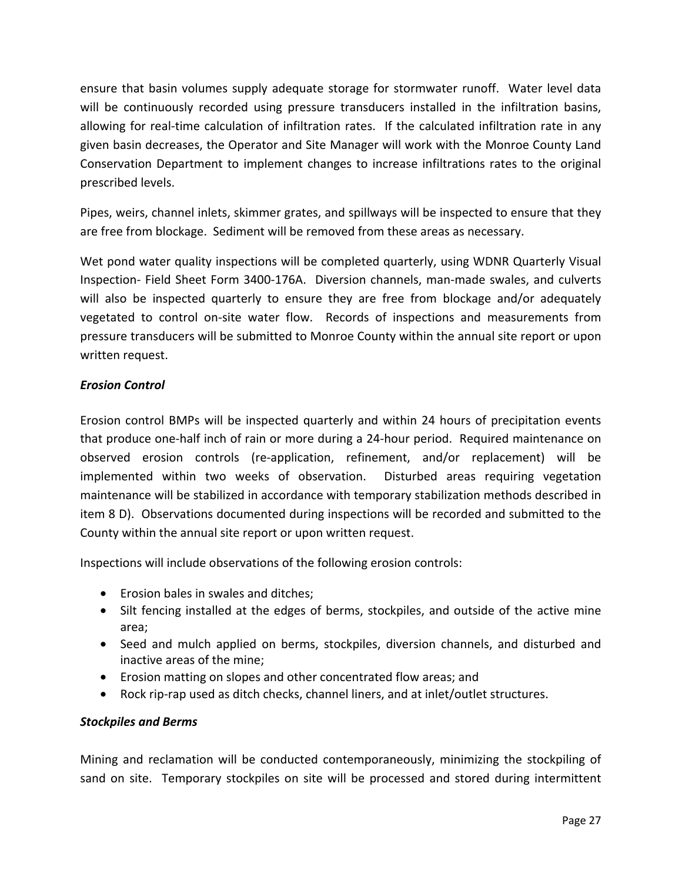ensure that basin volumes supply adequate storage for stormwater runoff. Water level data will be continuously recorded using pressure transducers installed in the infiltration basins, allowing for real-time calculation of infiltration rates. If the calculated infiltration rate in any given basin decreases, the Operator and Site Manager will work with the Monroe County Land Conservation Department to implement changes to increase infiltrations rates to the original prescribed levels.

Pipes, weirs, channel inlets, skimmer grates, and spillways will be inspected to ensure that they are free from blockage. Sediment will be removed from these areas as necessary.

Wet pond water quality inspections will be completed quarterly, using WDNR Quarterly Visual Inspection- Field Sheet Form 3400-176A. Diversion channels, man-made swales, and culverts will also be inspected quarterly to ensure they are free from blockage and/or adequately vegetated to control on-site water flow. Records of inspections and measurements from pressure transducers will be submitted to Monroe County within the annual site report or upon written request.

***Erosion Control***

Erosion control BMPs will be inspected quarterly and within 24 hours of precipitation events that produce one-half inch of rain or more during a 24-hour period. Required maintenance on observed erosion controls (re-application, refinement, and/or replacement) will be implemented within two weeks of observation. Disturbed areas requiring vegetation maintenance will be stabilized in accordance with temporary stabilization methods described in item 8 D). Observations documented during inspections will be recorded and submitted to the County within the annual site report or upon written request.

Inspections will include observations of the following erosion controls:

- Erosion bales in swales and ditches;
- Silt fencing installed at the edges of berms, stockpiles, and outside of the active mine area;
- Seed and mulch applied on berms, stockpiles, diversion channels, and disturbed and inactive areas of the mine;
- Erosion matting on slopes and other concentrated flow areas; and
- Rock rip-rap used as ditch checks, channel liners, and at inlet/outlet structures.

***Stockpiles and Berms***

Mining and reclamation will be conducted contemporaneously, minimizing the stockpiling of sand on site. Temporary stockpiles on site will be processed and stored during intermittent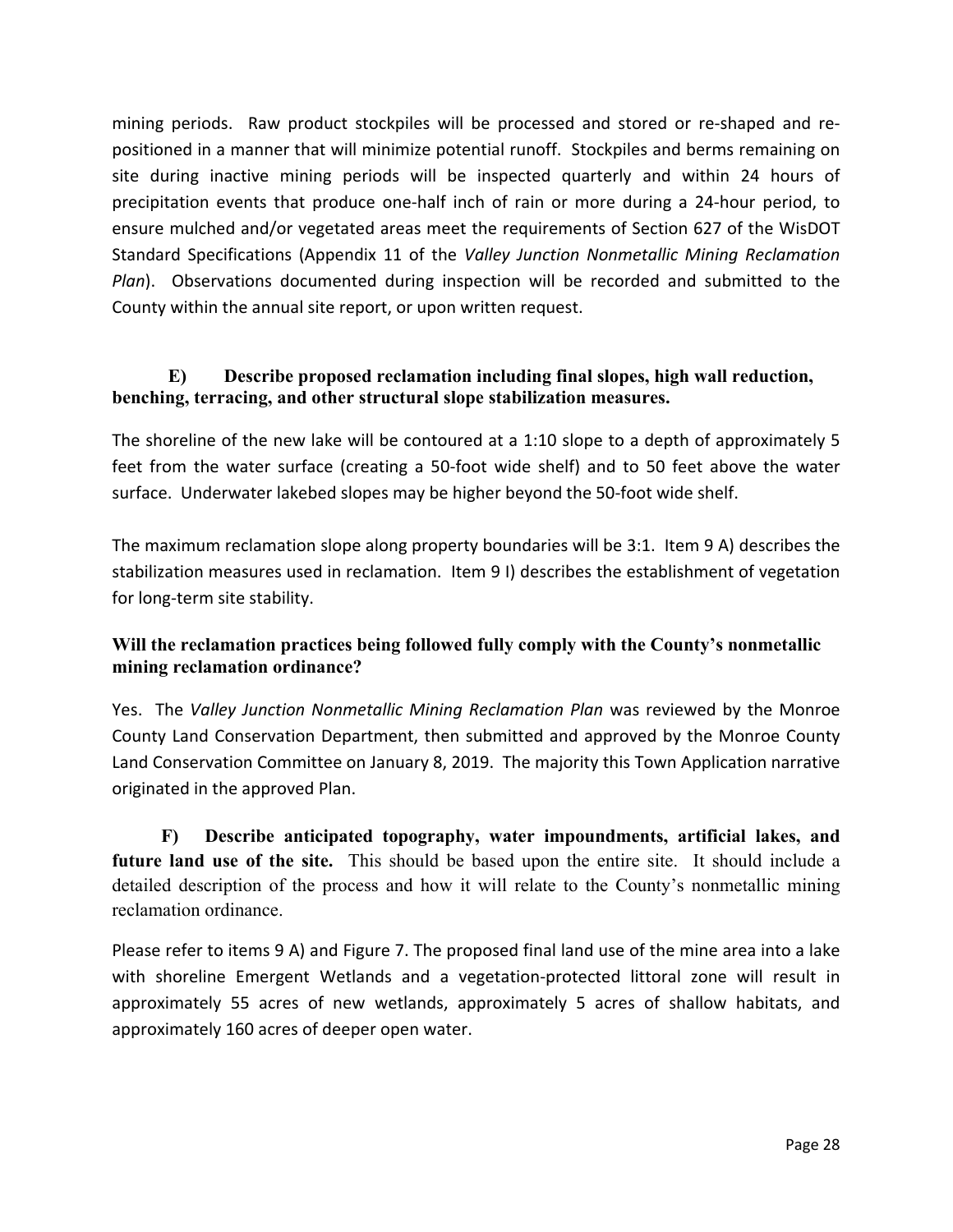mining periods. Raw product stockpiles will be processed and stored or re-shaped and re-positioned in a manner that will minimize potential runoff. Stockpiles and berms remaining on site during inactive mining periods will be inspected quarterly and within 24 hours of precipitation events that produce one-half inch of rain or more during a 24-hour period, to ensure mulched and/or vegetated areas meet the requirements of Section 627 of the WisDOT Standard Specifications (Appendix 11 of the *Valley Junction Nonmetallic Mining Reclamation Plan*). Observations documented during inspection will be recorded and submitted to the County within the annual site report, or upon written request.

**E) Describe proposed reclamation including final slopes, high wall reduction, benching, terracing, and other structural slope stabilization measures.**

The shoreline of the new lake will be contoured at a 1:10 slope to a depth of approximately 5 feet from the water surface (creating a 50-foot wide shelf) and to 50 feet above the water surface. Underwater lakebed slopes may be higher beyond the 50-foot wide shelf.

The maximum reclamation slope along property boundaries will be 3:1. Item 9 A) describes the stabilization measures used in reclamation. Item 9 I) describes the establishment of vegetation for long-term site stability.

**Will the reclamation practices being followed fully comply with the County's nonmetallic mining reclamation ordinance?**

Yes. The *Valley Junction Nonmetallic Mining Reclamation Plan* was reviewed by the Monroe County Land Conservation Department, then submitted and approved by the Monroe County Land Conservation Committee on January 8, 2019. The majority this Town Application narrative originated in the approved Plan.

**F) Describe anticipated topography, water impoundments, artificial lakes, and future land use of the site.** This should be based upon the entire site. It should include a detailed description of the process and how it will relate to the County's nonmetallic mining reclamation ordinance.

Please refer to items 9 A) and Figure 7. The proposed final land use of the mine area into a lake with shoreline Emergent Wetlands and a vegetation-protected littoral zone will result in approximately 55 acres of new wetlands, approximately 5 acres of shallow habitats, and approximately 160 acres of deeper open water.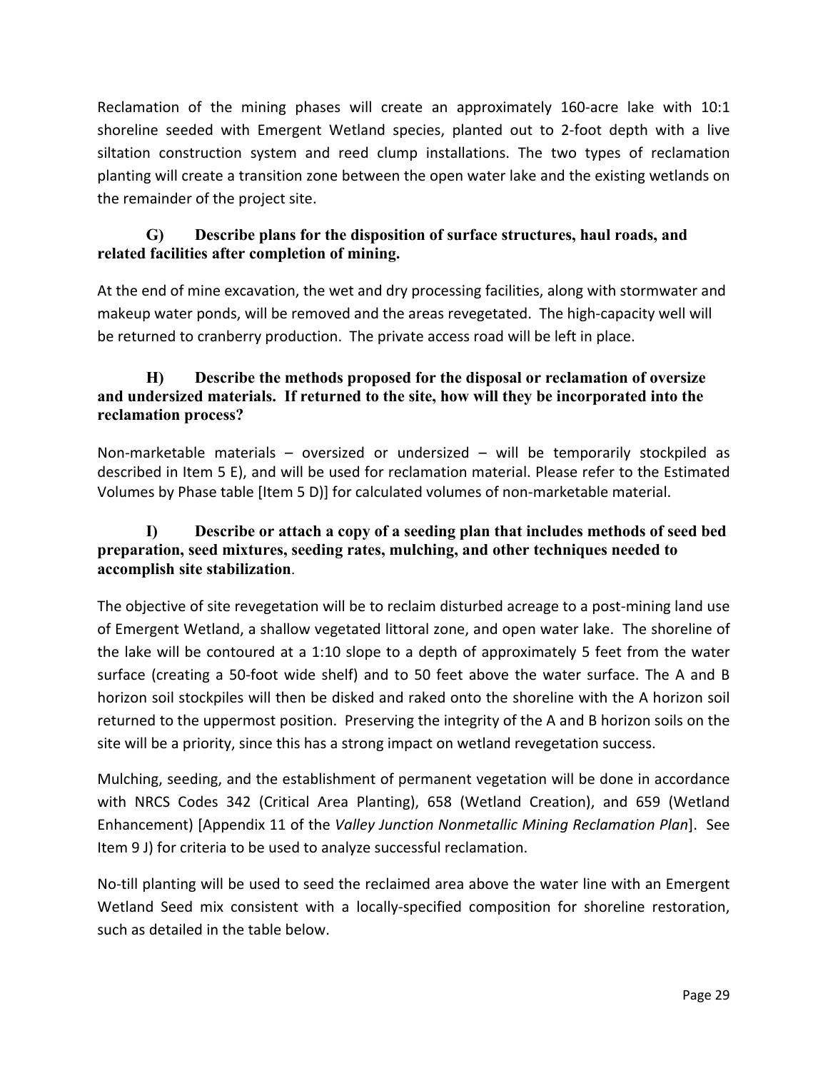Reclamation of the mining phases will create an approximately 160-acre lake with 10:1 shoreline seeded with Emergent Wetland species, planted out to 2-foot depth with a live siltation construction system and reed clump installations. The two types of reclamation planting will create a transition zone between the open water lake and the existing wetlands on the remainder of the project site.

### G) Describe plans for the disposition of surface structures, haul roads, and related facilities after completion of mining.

At the end of mine excavation, the wet and dry processing facilities, along with stormwater and makeup water ponds, will be removed and the areas revegetated. The high-capacity well will be returned to cranberry production. The private access road will be left in place.

### H) Describe the methods proposed for the disposal or reclamation of oversize and undersized materials. If returned to the site, how will they be incorporated into the reclamation process?

Non-marketable materials – oversized or undersized – will be temporarily stockpiled as described in Item 5 E), and will be used for reclamation material. Please refer to the Estimated Volumes by Phase table [Item 5 D)] for calculated volumes of non-marketable material.

### I) Describe or attach a copy of a seeding plan that includes methods of seed bed preparation, seed mixtures, seeding rates, mulching, and other techniques needed to accomplish site stabilization.

The objective of site revegetation will be to reclaim disturbed acreage to a post-mining land use of Emergent Wetland, a shallow vegetated littoral zone, and open water lake. The shoreline of the lake will be contoured at a 1:10 slope to a depth of approximately 5 feet from the water surface (creating a 50-foot wide shelf) and to 50 feet above the water surface. The A and B horizon soil stockpiles will then be disked and raked onto the shoreline with the A horizon soil returned to the uppermost position. Preserving the integrity of the A and B horizon soils on the site will be a priority, since this has a strong impact on wetland revegetation success.

Mulching, seeding, and the establishment of permanent vegetation will be done in accordance with NRCS Codes 342 (Critical Area Planting), 658 (Wetland Creation), and 659 (Wetland Enhancement) [Appendix 11 of the *Valley Junction Nonmetallic Mining Reclamation Plan*]. See Item 9 J) for criteria to be used to analyze successful reclamation.

No-till planting will be used to seed the reclaimed area above the water line with an Emergent Wetland Seed mix consistent with a locally-specified composition for shoreline restoration, such as detailed in the table below.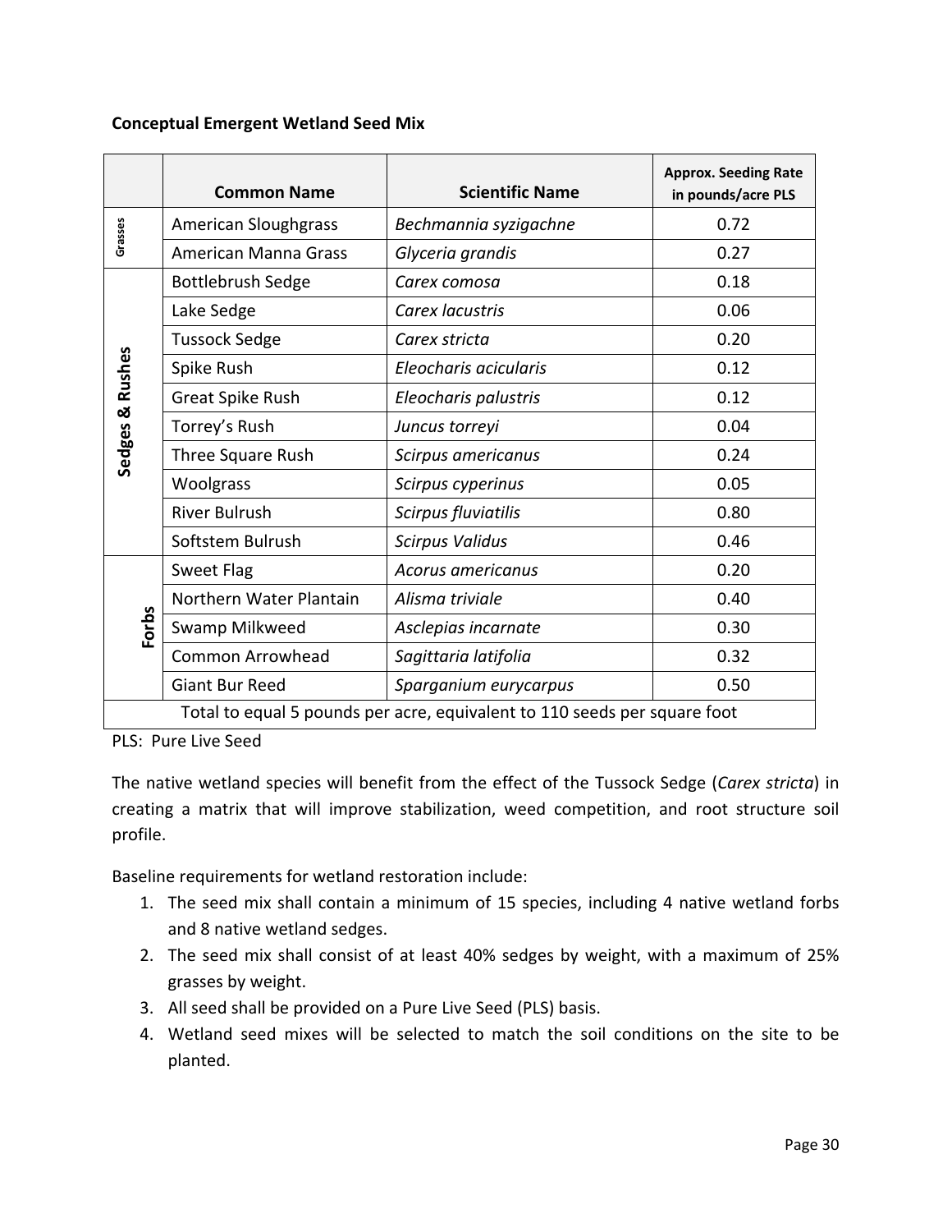**Conceptual Emergent Wetland Seed Mix**

| | Common Name | Scientific Name | Approx. Seeding Rate in pounds/acre PLS |
|---|---|---|---|
| Grasses | American Sloughgrass | *Bechmannia syzigachne* | 0.72 |
| | American Manna Grass | *Glyceria grandis* | 0.27 |
| Sedges & Rushes | Bottlebrush Sedge | *Carex comosa* | 0.18 |
| | Lake Sedge | *Carex lacustris* | 0.06 |
| | Tussock Sedge | *Carex stricta* | 0.20 |
| | Spike Rush | *Eleocharis acicularis* | 0.12 |
| | Great Spike Rush | *Eleocharis palustris* | 0.12 |
| | Torrey's Rush | *Juncus torreyi* | 0.04 |
| | Three Square Rush | *Scirpus americanus* | 0.24 |
| | Woolgrass | *Scirpus cyperinus* | 0.05 |
| | River Bulrush | *Scirpus fluviatilis* | 0.80 |
| | Softstem Bulrush | *Scirpus Validus* | 0.46 |
| Forbs | Sweet Flag | *Acorus americanus* | 0.20 |
| | Northern Water Plantain | *Alisma triviale* | 0.40 |
| | Swamp Milkweed | *Asclepias incarnate* | 0.30 |
| | Common Arrowhead | *Sagittaria latifolia* | 0.32 |
| | Giant Bur Reed | *Sparganium eurycarpus* | 0.50 |
| Total to equal 5 pounds per acre, equivalent to 110 seeds per square foot | | | |

PLS: Pure Live Seed

The native wetland species will benefit from the effect of the Tussock Sedge (*Carex stricta*) in creating a matrix that will improve stabilization, weed competition, and root structure soil profile.

Baseline requirements for wetland restoration include:

1. The seed mix shall contain a minimum of 15 species, including 4 native wetland forbs and 8 native wetland sedges.
2. The seed mix shall consist of at least 40% sedges by weight, with a maximum of 25% grasses by weight.
3. All seed shall be provided on a Pure Live Seed (PLS) basis.
4. Wetland seed mixes will be selected to match the soil conditions on the site to be planted.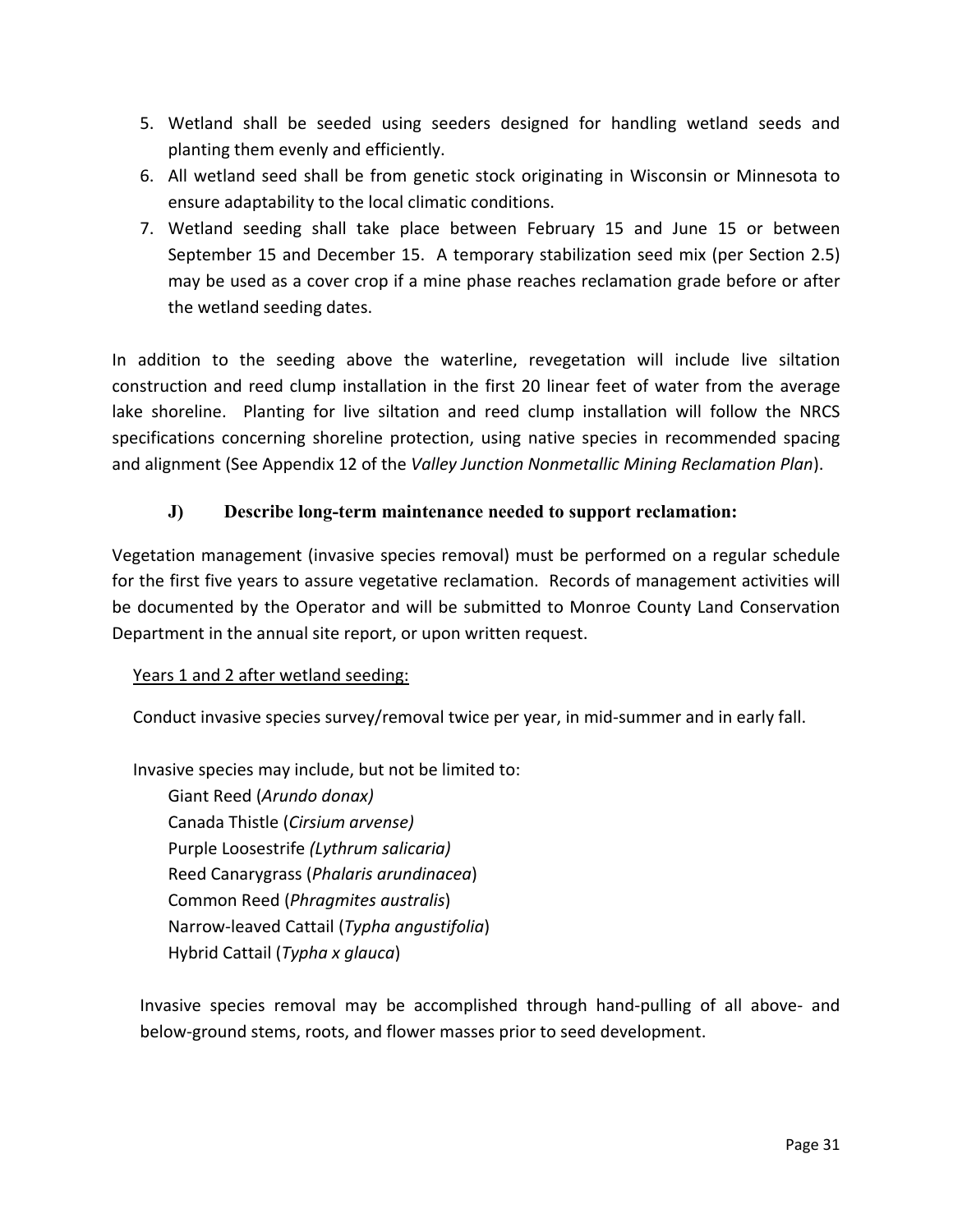5. Wetland shall be seeded using seeders designed for handling wetland seeds and planting them evenly and efficiently.
6. All wetland seed shall be from genetic stock originating in Wisconsin or Minnesota to ensure adaptability to the local climatic conditions.
7. Wetland seeding shall take place between February 15 and June 15 or between September 15 and December 15. A temporary stabilization seed mix (per Section 2.5) may be used as a cover crop if a mine phase reaches reclamation grade before or after the wetland seeding dates.

In addition to the seeding above the waterline, revegetation will include live siltation construction and reed clump installation in the first 20 linear feet of water from the average lake shoreline. Planting for live siltation and reed clump installation will follow the NRCS specifications concerning shoreline protection, using native species in recommended spacing and alignment (See Appendix 12 of the *Valley Junction Nonmetallic Mining Reclamation Plan*).

### J) Describe long-term maintenance needed to support reclamation:

Vegetation management (invasive species removal) must be performed on a regular schedule for the first five years to assure vegetative reclamation. Records of management activities will be documented by the Operator and will be submitted to Monroe County Land Conservation Department in the annual site report, or upon written request.

<u>Years 1 and 2 after wetland seeding:</u>

Conduct invasive species survey/removal twice per year, in mid-summer and in early fall.

Invasive species may include, but not be limited to:

- Giant Reed (*Arundo donax)*
- Canada Thistle (*Cirsium arvense)*
- Purple Loosestrife *(Lythrum salicaria)*
- Reed Canarygrass (*Phalaris arundinacea*)
- Common Reed (*Phragmites australis*)
- Narrow-leaved Cattail (*Typha angustifolia*)
- Hybrid Cattail (*Typha x glauca*)

Invasive species removal may be accomplished through hand-pulling of all above- and below-ground stems, roots, and flower masses prior to seed development.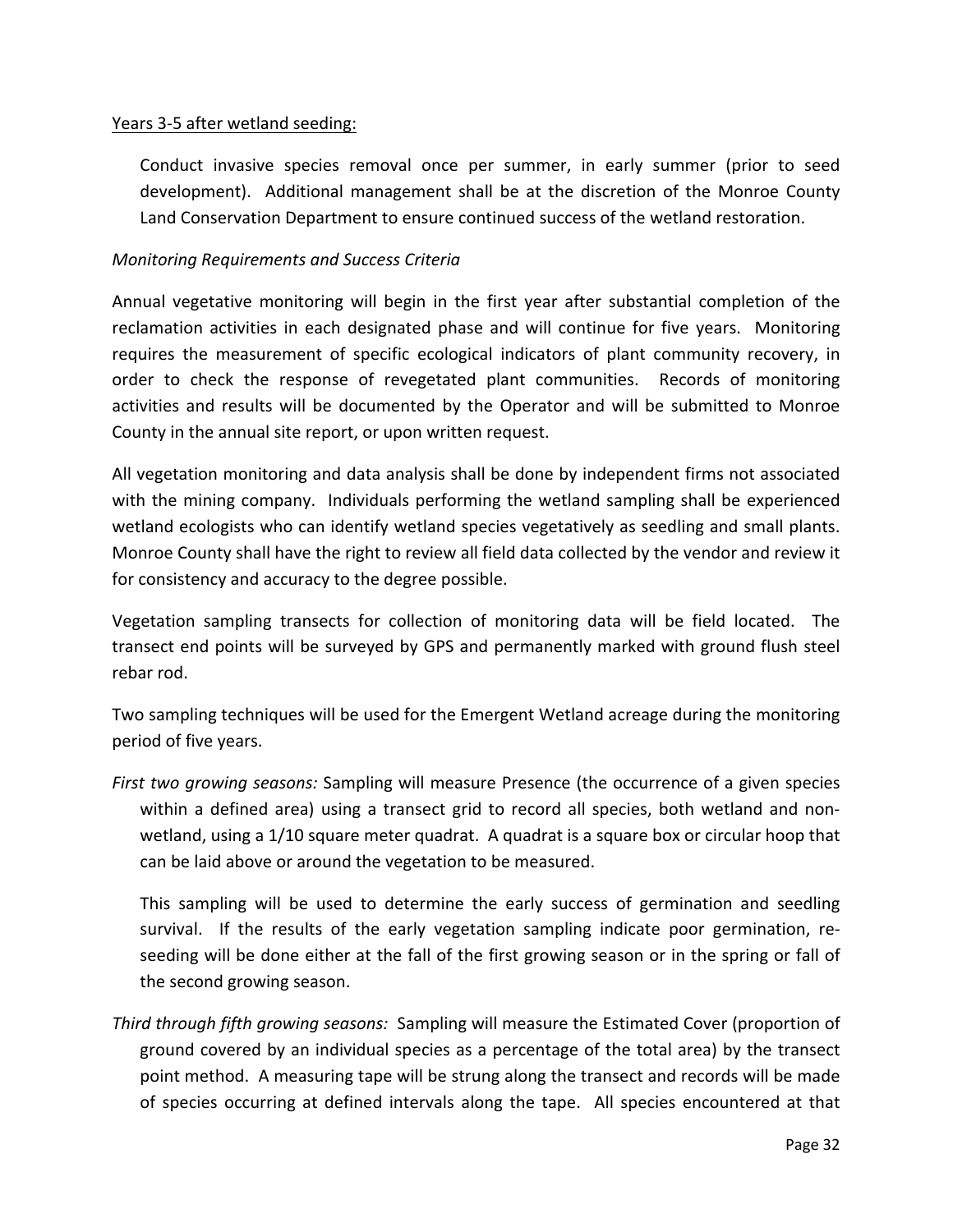Years 3-5 after wetland seeding:

Conduct invasive species removal once per summer, in early summer (prior to seed development). Additional management shall be at the discretion of the Monroe County Land Conservation Department to ensure continued success of the wetland restoration.

*Monitoring Requirements and Success Criteria*

Annual vegetative monitoring will begin in the first year after substantial completion of the reclamation activities in each designated phase and will continue for five years. Monitoring requires the measurement of specific ecological indicators of plant community recovery, in order to check the response of revegetated plant communities. Records of monitoring activities and results will be documented by the Operator and will be submitted to Monroe County in the annual site report, or upon written request.

All vegetation monitoring and data analysis shall be done by independent firms not associated with the mining company. Individuals performing the wetland sampling shall be experienced wetland ecologists who can identify wetland species vegetatively as seedling and small plants. Monroe County shall have the right to review all field data collected by the vendor and review it for consistency and accuracy to the degree possible.

Vegetation sampling transects for collection of monitoring data will be field located. The transect end points will be surveyed by GPS and permanently marked with ground flush steel rebar rod.

Two sampling techniques will be used for the Emergent Wetland acreage during the monitoring period of five years.

*First two growing seasons:* Sampling will measure Presence (the occurrence of a given species within a defined area) using a transect grid to record all species, both wetland and non-wetland, using a 1/10 square meter quadrat. A quadrat is a square box or circular hoop that can be laid above or around the vegetation to be measured.

This sampling will be used to determine the early success of germination and seedling survival. If the results of the early vegetation sampling indicate poor germination, re-seeding will be done either at the fall of the first growing season or in the spring or fall of the second growing season.

*Third through fifth growing seasons:* Sampling will measure the Estimated Cover (proportion of ground covered by an individual species as a percentage of the total area) by the transect point method. A measuring tape will be strung along the transect and records will be made of species occurring at defined intervals along the tape. All species encountered at that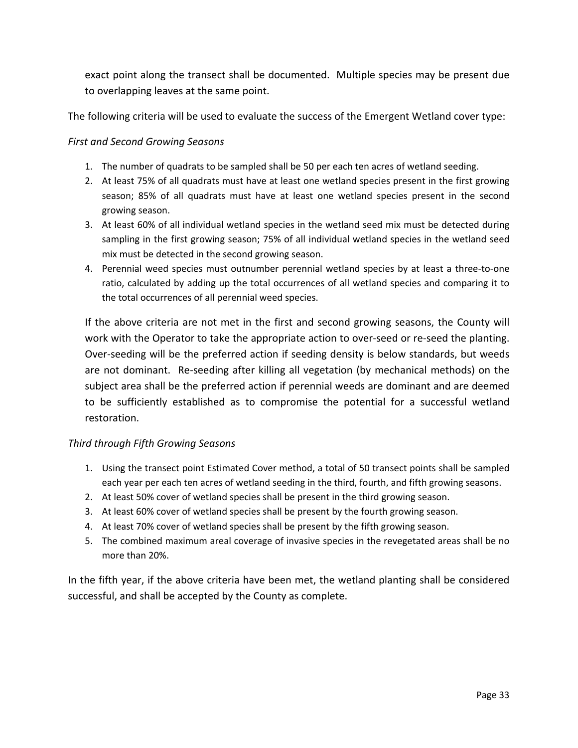exact point along the transect shall be documented. Multiple species may be present due to overlapping leaves at the same point.

The following criteria will be used to evaluate the success of the Emergent Wetland cover type:

*First and Second Growing Seasons*

1. The number of quadrats to be sampled shall be 50 per each ten acres of wetland seeding.
2. At least 75% of all quadrats must have at least one wetland species present in the first growing season; 85% of all quadrats must have at least one wetland species present in the second growing season.
3. At least 60% of all individual wetland species in the wetland seed mix must be detected during sampling in the first growing season; 75% of all individual wetland species in the wetland seed mix must be detected in the second growing season.
4. Perennial weed species must outnumber perennial wetland species by at least a three-to-one ratio, calculated by adding up the total occurrences of all wetland species and comparing it to the total occurrences of all perennial weed species.

If the above criteria are not met in the first and second growing seasons, the County will work with the Operator to take the appropriate action to over-seed or re-seed the planting. Over-seeding will be the preferred action if seeding density is below standards, but weeds are not dominant. Re-seeding after killing all vegetation (by mechanical methods) on the subject area shall be the preferred action if perennial weeds are dominant and are deemed to be sufficiently established as to compromise the potential for a successful wetland restoration.

*Third through Fifth Growing Seasons*

1. Using the transect point Estimated Cover method, a total of 50 transect points shall be sampled each year per each ten acres of wetland seeding in the third, fourth, and fifth growing seasons.
2. At least 50% cover of wetland species shall be present in the third growing season.
3. At least 60% cover of wetland species shall be present by the fourth growing season.
4. At least 70% cover of wetland species shall be present by the fifth growing season.
5. The combined maximum areal coverage of invasive species in the revegetated areas shall be no more than 20%.

In the fifth year, if the above criteria have been met, the wetland planting shall be considered successful, and shall be accepted by the County as complete.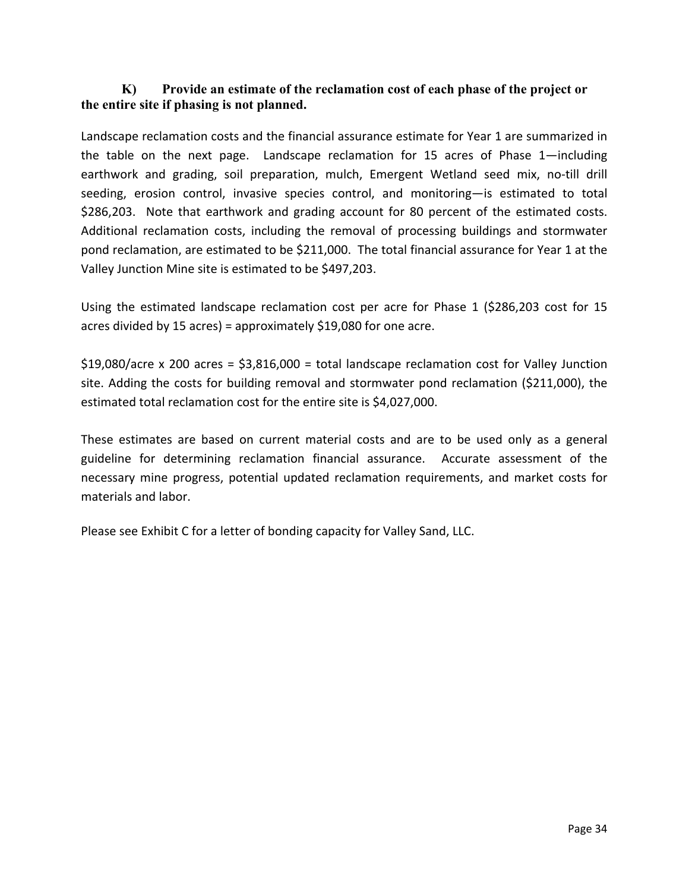### K) Provide an estimate of the reclamation cost of each phase of the project or the entire site if phasing is not planned.

Landscape reclamation costs and the financial assurance estimate for Year 1 are summarized in the table on the next page. Landscape reclamation for 15 acres of Phase 1—including earthwork and grading, soil preparation, mulch, Emergent Wetland seed mix, no-till drill seeding, erosion control, invasive species control, and monitoring—is estimated to total $286,203. Note that earthwork and grading account for 80 percent of the estimated costs. Additional reclamation costs, including the removal of processing buildings and stormwater pond reclamation, are estimated to be $211,000. The total financial assurance for Year 1 at the Valley Junction Mine site is estimated to be $497,203.

Using the estimated landscape reclamation cost per acre for Phase 1 ($286,203 cost for 15 acres divided by 15 acres) = approximately $19,080 for one acre.

$19,080/acre x 200 acres = $3,816,000 = total landscape reclamation cost for Valley Junction site. Adding the costs for building removal and stormwater pond reclamation ($211,000), the estimated total reclamation cost for the entire site is $4,027,000.

These estimates are based on current material costs and are to be used only as a general guideline for determining reclamation financial assurance. Accurate assessment of the necessary mine progress, potential updated reclamation requirements, and market costs for materials and labor.

Please see Exhibit C for a letter of bonding capacity for Valley Sand, LLC.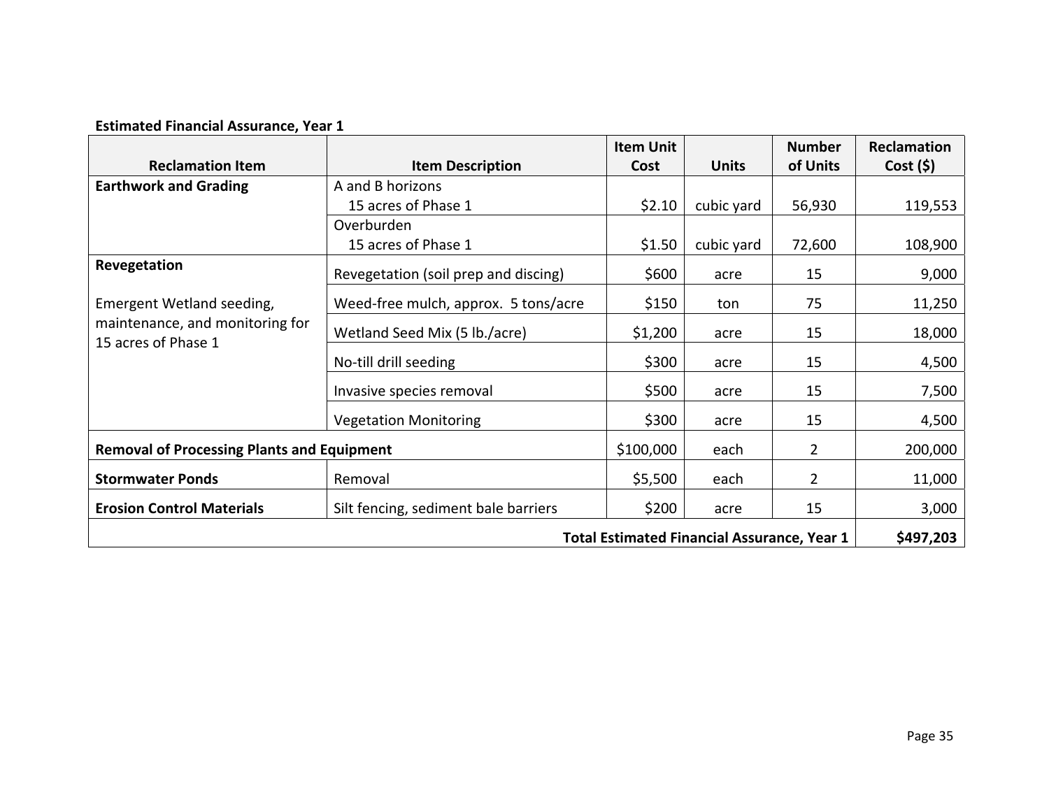**Estimated Financial Assurance, Year 1**

| Reclamation Item | Item Description | Item Unit Cost | Units | Number of Units | Reclamation Cost ($) |
|---|---|---|---|---|---|
| **Earthwork and Grading** | A and B horizons<br>15 acres of Phase 1 | $2.10 | cubic yard | 56,930 | 119,553 |
| | Overburden<br>15 acres of Phase 1 | $1.50 | cubic yard | 72,600 | 108,900 |
| **Revegetation** | Revegetation (soil prep and discing) | $600 | acre | 15 | 9,000 |
| Emergent Wetland seeding, maintenance, and monitoring for 15 acres of Phase 1 | Weed-free mulch, approx. 5 tons/acre | $150 | ton | 75 | 11,250 |
| | Wetland Seed Mix (5 lb./acre) | $1,200 | acre | 15 | 18,000 |
| | No-till drill seeding | $300 | acre | 15 | 4,500 |
| | Invasive species removal | $500 | acre | 15 | 7,500 |
| | Vegetation Monitoring | $300 | acre | 15 | 4,500 |
| **Removal of Processing Plants and Equipment** | | $100,000 | each | 2 | 200,000 |
| **Stormwater Ponds** | Removal | $5,500 | each | 2 | 11,000 |
| **Erosion Control Materials** | Silt fencing, sediment bale barriers | $200 | acre | 15 | 3,000 |
| | | | | **Total Estimated Financial Assurance, Year 1** | **$497,203** |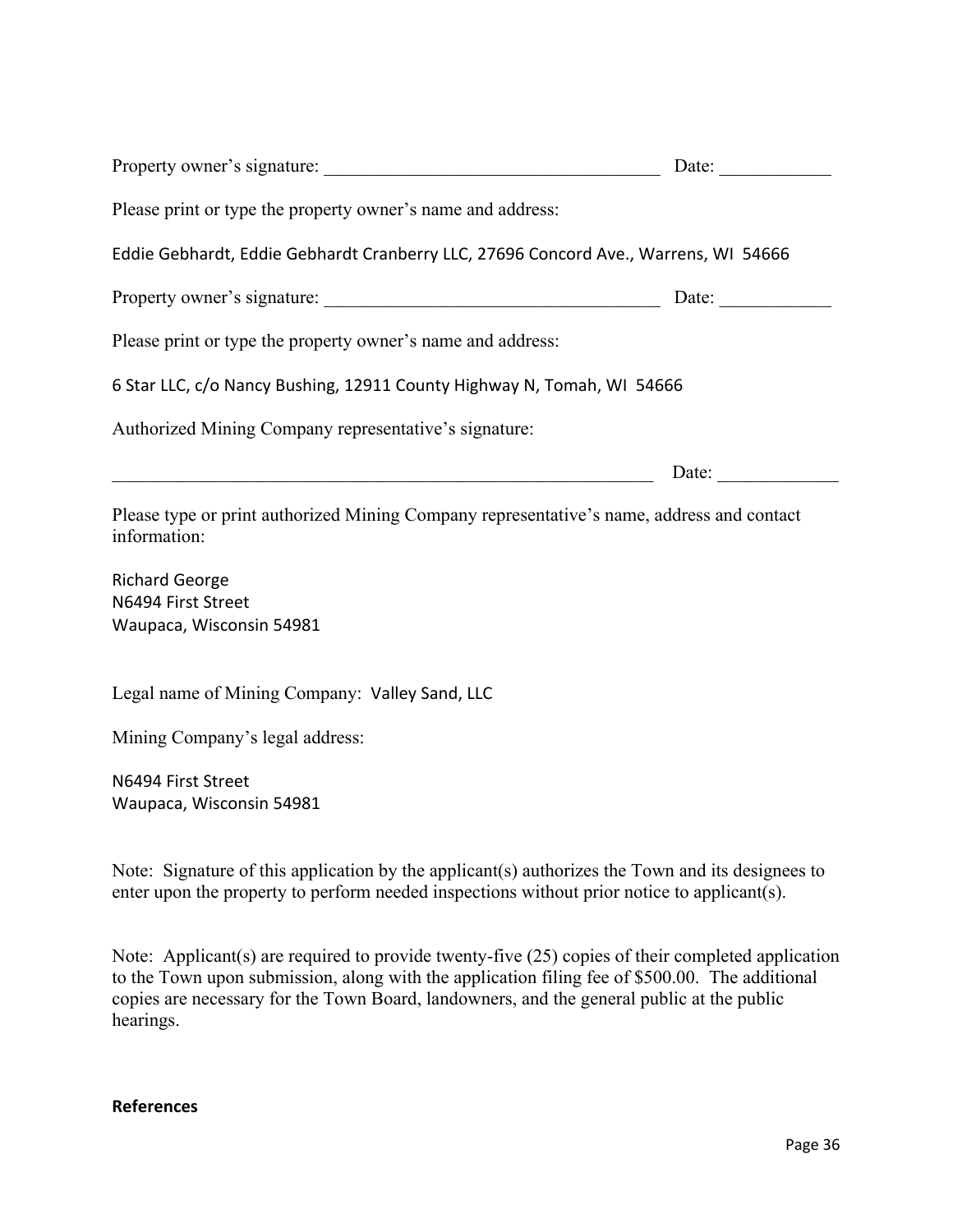Property owner's signature: _____________________________________ Date: ____________

Please print or type the property owner's name and address:

Eddie Gebhardt, Eddie Gebhardt Cranberry LLC, 27696 Concord Ave., Warrens, WI 54666

Property owner's signature: _____________________________________ Date: ____________

Please print or type the property owner's name and address:

6 Star LLC, c/o Nancy Bushing, 12911 County Highway N, Tomah, WI 54666

Authorized Mining Company representative's signature:

_____________________________________________________________ Date: _____________

Please type or print authorized Mining Company representative's name, address and contact information:

Richard George
N6494 First Street
Waupaca, Wisconsin 54981

Legal name of Mining Company: Valley Sand, LLC

Mining Company's legal address:

N6494 First Street
Waupaca, Wisconsin 54981

Note: Signature of this application by the applicant(s) authorizes the Town and its designees to enter upon the property to perform needed inspections without prior notice to applicant(s).

Note: Applicant(s) are required to provide twenty-five (25) copies of their completed application to the Town upon submission, along with the application filing fee of $500.00. The additional copies are necessary for the Town Board, landowners, and the general public at the public hearings.

**References**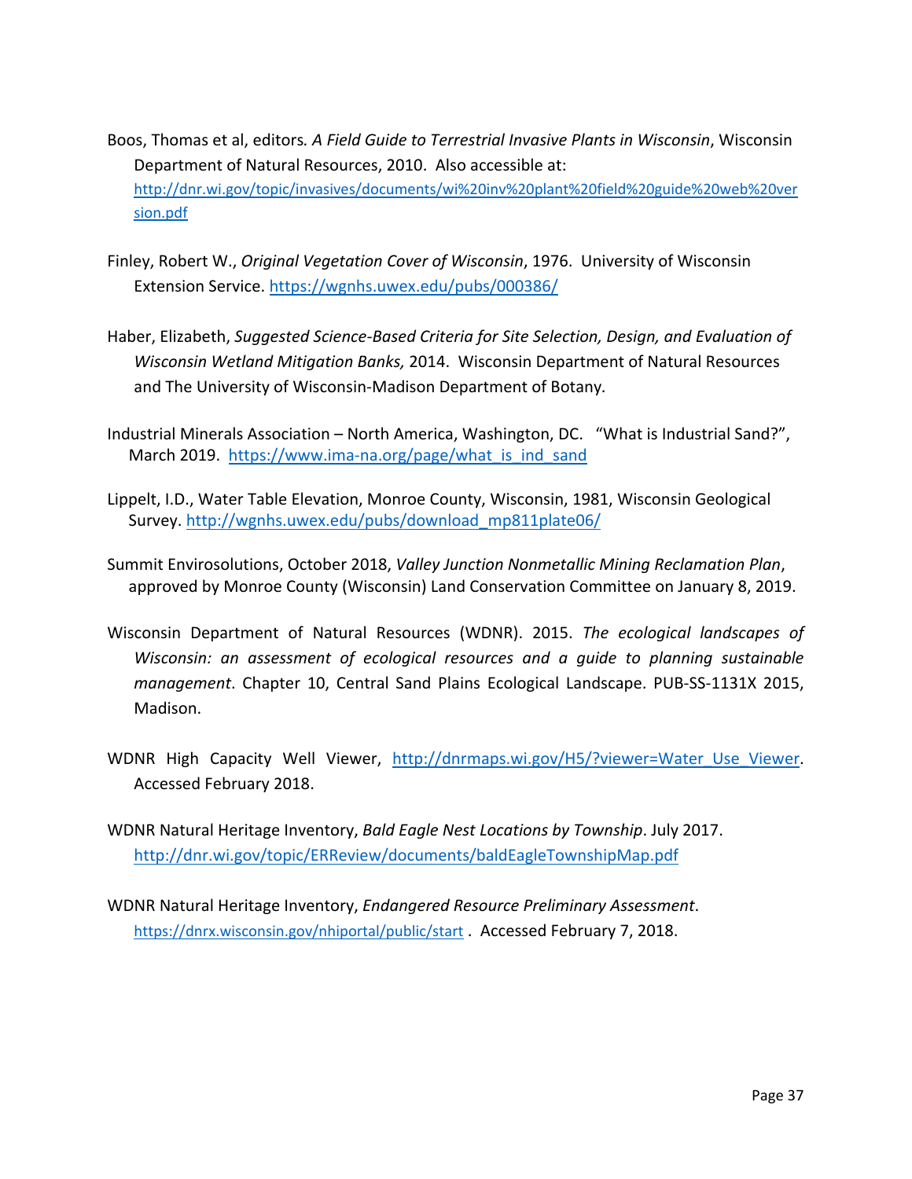Boos, Thomas et al, editors. *A Field Guide to Terrestrial Invasive Plants in Wisconsin*, Wisconsin Department of Natural Resources, 2010. Also accessible at: http://dnr.wi.gov/topic/invasives/documents/wi%20inv%20plant%20field%20guide%20web%20version.pdf

Finley, Robert W., *Original Vegetation Cover of Wisconsin*, 1976. University of Wisconsin Extension Service. https://wgnhs.uwex.edu/pubs/000386/

Haber, Elizabeth, *Suggested Science-Based Criteria for Site Selection, Design, and Evaluation of Wisconsin Wetland Mitigation Banks,* 2014. Wisconsin Department of Natural Resources and The University of Wisconsin-Madison Department of Botany.

Industrial Minerals Association – North America, Washington, DC. "What is Industrial Sand?", March 2019. https://www.ima-na.org/page/what_is_ind_sand

Lippelt, I.D., Water Table Elevation, Monroe County, Wisconsin, 1981, Wisconsin Geological Survey. http://wgnhs.uwex.edu/pubs/download_mp811plate06/

Summit Envirosolutions, October 2018, *Valley Junction Nonmetallic Mining Reclamation Plan*, approved by Monroe County (Wisconsin) Land Conservation Committee on January 8, 2019.

Wisconsin Department of Natural Resources (WDNR). 2015. *The ecological landscapes of Wisconsin: an assessment of ecological resources and a guide to planning sustainable management*. Chapter 10, Central Sand Plains Ecological Landscape. PUB-SS-1131X 2015, Madison.

WDNR High Capacity Well Viewer, http://dnrmaps.wi.gov/H5/?viewer=Water_Use_Viewer. Accessed February 2018.

WDNR Natural Heritage Inventory, *Bald Eagle Nest Locations by Township*. July 2017. http://dnr.wi.gov/topic/ERReview/documents/baldEagleTownshipMap.pdf

WDNR Natural Heritage Inventory, *Endangered Resource Preliminary Assessment*. https://dnrx.wisconsin.gov/nhiportal/public/start . Accessed February 7, 2018.